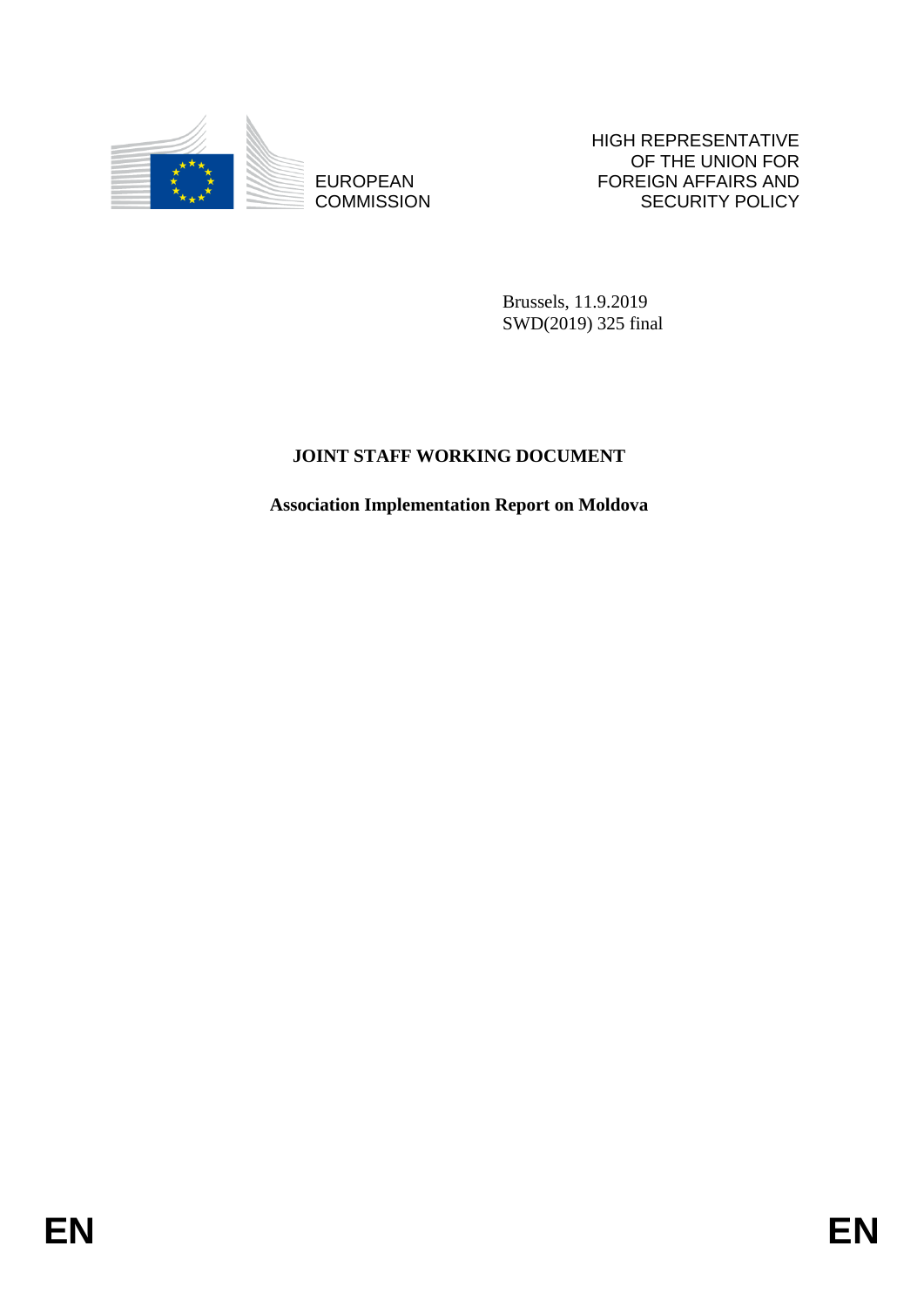EUROPEAN COMMISSION

HIGH REPRESENTATIVE OF THE UNION FOR FOREIGN AFFAIRS AND SECURITY POLICY

Brussels, 11.9.2019
SWD(2019) 325 final

**JOINT STAFF WORKING DOCUMENT**

**Association Implementation Report on Moldova**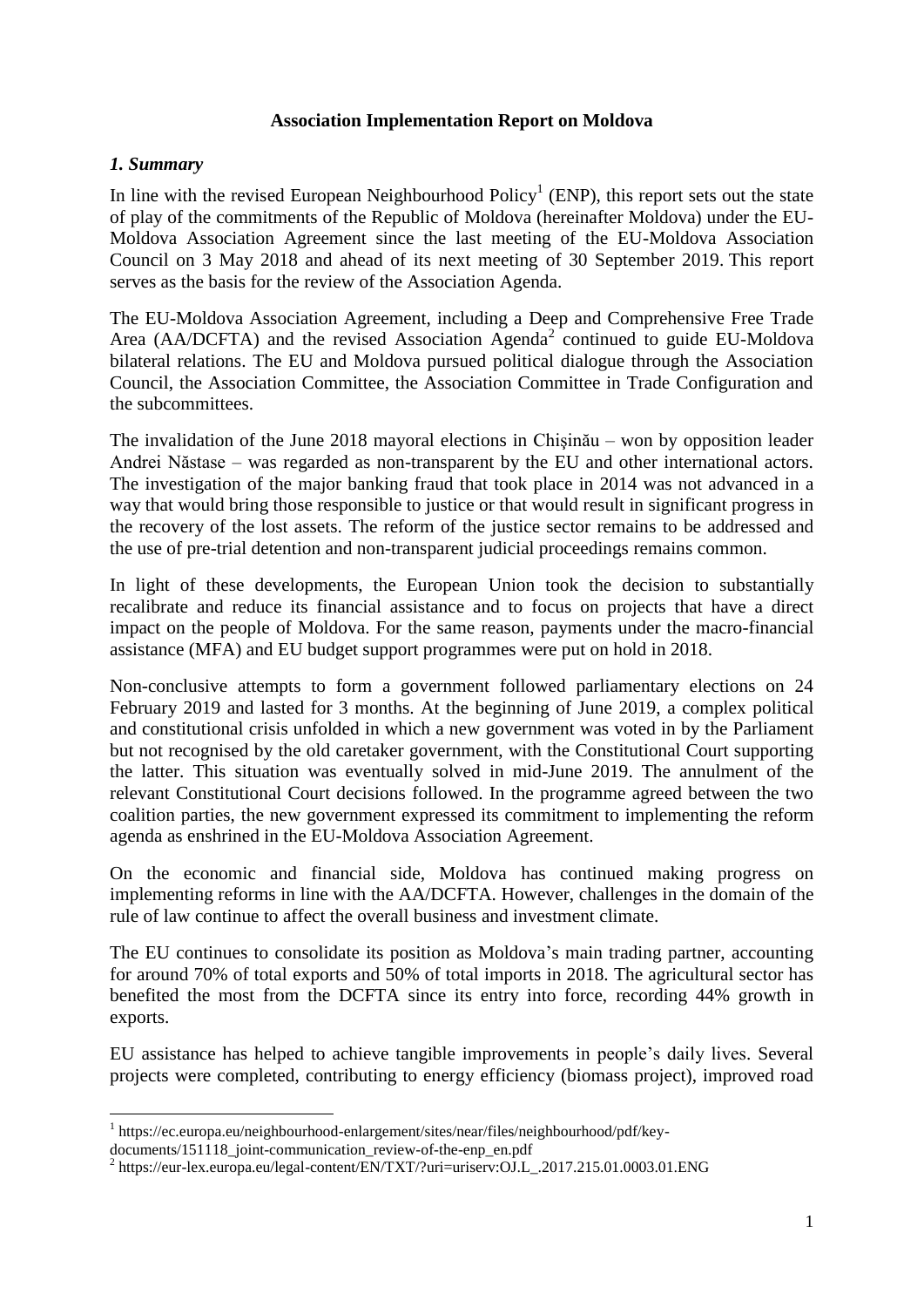**Association Implementation Report on Moldova**

## *1. Summary*

In line with the revised European Neighbourhood Policy[1] (ENP), this report sets out the state of play of the commitments of the Republic of Moldova (hereinafter Moldova) under the EU-Moldova Association Agreement since the last meeting of the EU-Moldova Association Council on 3 May 2018 and ahead of its next meeting of 30 September 2019. This report serves as the basis for the review of the Association Agenda.

The EU-Moldova Association Agreement, including a Deep and Comprehensive Free Trade Area (AA/DCFTA) and the revised Association Agenda[2] continued to guide EU-Moldova bilateral relations. The EU and Moldova pursued political dialogue through the Association Council, the Association Committee, the Association Committee in Trade Configuration and the subcommittees.

The invalidation of the June 2018 mayoral elections in Chișinău – won by opposition leader Andrei Năstase – was regarded as non-transparent by the EU and other international actors. The investigation of the major banking fraud that took place in 2014 was not advanced in a way that would bring those responsible to justice or that would result in significant progress in the recovery of the lost assets. The reform of the justice sector remains to be addressed and the use of pre-trial detention and non-transparent judicial proceedings remains common.

In light of these developments, the European Union took the decision to substantially recalibrate and reduce its financial assistance and to focus on projects that have a direct impact on the people of Moldova. For the same reason, payments under the macro-financial assistance (MFA) and EU budget support programmes were put on hold in 2018.

Non-conclusive attempts to form a government followed parliamentary elections on 24 February 2019 and lasted for 3 months. At the beginning of June 2019, a complex political and constitutional crisis unfolded in which a new government was voted in by the Parliament but not recognised by the old caretaker government, with the Constitutional Court supporting the latter. This situation was eventually solved in mid-June 2019. The annulment of the relevant Constitutional Court decisions followed. In the programme agreed between the two coalition parties, the new government expressed its commitment to implementing the reform agenda as enshrined in the EU-Moldova Association Agreement.

On the economic and financial side, Moldova has continued making progress on implementing reforms in line with the AA/DCFTA. However, challenges in the domain of the rule of law continue to affect the overall business and investment climate.

The EU continues to consolidate its position as Moldova's main trading partner, accounting for around 70% of total exports and 50% of total imports in 2018. The agricultural sector has benefited the most from the DCFTA since its entry into force, recording 44% growth in exports.

EU assistance has helped to achieve tangible improvements in people's daily lives. Several projects were completed, contributing to energy efficiency (biomass project), improved road

---

[1] https://ec.europa.eu/neighbourhood-enlargement/sites/near/files/neighbourhood/pdf/key-documents/151118_joint-communication_review-of-the-enp_en.pdf

[2] https://eur-lex.europa.eu/legal-content/EN/TXT/?uri=uriserv:OJ.L_.2017.215.01.0003.01.ENG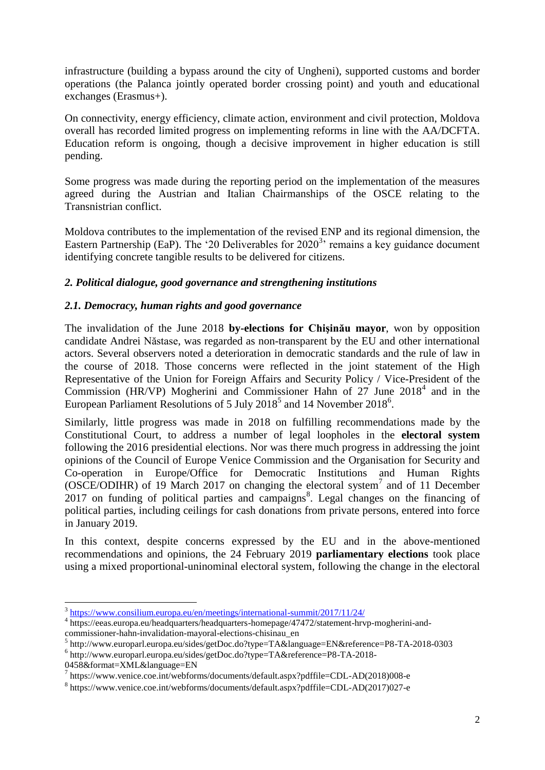infrastructure (building a bypass around the city of Ungheni), supported customs and border operations (the Palanca jointly operated border crossing point) and youth and educational exchanges (Erasmus+).

On connectivity, energy efficiency, climate action, environment and civil protection, Moldova overall has recorded limited progress on implementing reforms in line with the AA/DCFTA. Education reform is ongoing, though a decisive improvement in higher education is still pending.

Some progress was made during the reporting period on the implementation of the measures agreed during the Austrian and Italian Chairmanships of the OSCE relating to the Transnistrian conflict.

Moldova contributes to the implementation of the revised ENP and its regional dimension, the Eastern Partnership (EaP). The '20 Deliverables for 2020[3]' remains a key guidance document identifying concrete tangible results to be delivered for citizens.

## *2. Political dialogue, good governance and strengthening institutions*

### *2.1. Democracy, human rights and good governance*

The invalidation of the June 2018 **by-elections for Chişinău mayor**, won by opposition candidate Andrei Năstase, was regarded as non-transparent by the EU and other international actors. Several observers noted a deterioration in democratic standards and the rule of law in the course of 2018. Those concerns were reflected in the joint statement of the High Representative of the Union for Foreign Affairs and Security Policy / Vice-President of the Commission (HR/VP) Mogherini and Commissioner Hahn of 27 June 2018[4] and in the European Parliament Resolutions of 5 July 2018[5] and 14 November 2018[6].

Similarly, little progress was made in 2018 on fulfilling recommendations made by the Constitutional Court, to address a number of legal loopholes in the **electoral system** following the 2016 presidential elections. Nor was there much progress in addressing the joint opinions of the Council of Europe Venice Commission and the Organisation for Security and Co-operation in Europe/Office for Democratic Institutions and Human Rights (OSCE/ODIHR) of 19 March 2017 on changing the electoral system[7] and of 11 December 2017 on funding of political parties and campaigns[8]. Legal changes on the financing of political parties, including ceilings for cash donations from private persons, entered into force in January 2019.

In this context, despite concerns expressed by the EU and in the above-mentioned recommendations and opinions, the 24 February 2019 **parliamentary elections** took place using a mixed proportional-uninominal electoral system, following the change in the electoral

---

[3] https://www.consilium.europa.eu/en/meetings/international-summit/2017/11/24/

[4] https://eeas.europa.eu/headquarters/headquarters-homepage/47472/statement-hrvp-mogherini-and-commissioner-hahn-invalidation-mayoral-elections-chisinau_en

[5] http://www.europarl.europa.eu/sides/getDoc.do?type=TA&language=EN&reference=P8-TA-2018-0303

[6] http://www.europarl.europa.eu/sides/getDoc.do?type=TA&reference=P8-TA-2018-0458&format=XML&language=EN

[7] https://www.venice.coe.int/webforms/documents/default.aspx?pdffile=CDL-AD(2018)008-e

[8] https://www.venice.coe.int/webforms/documents/default.aspx?pdffile=CDL-AD(2017)027-e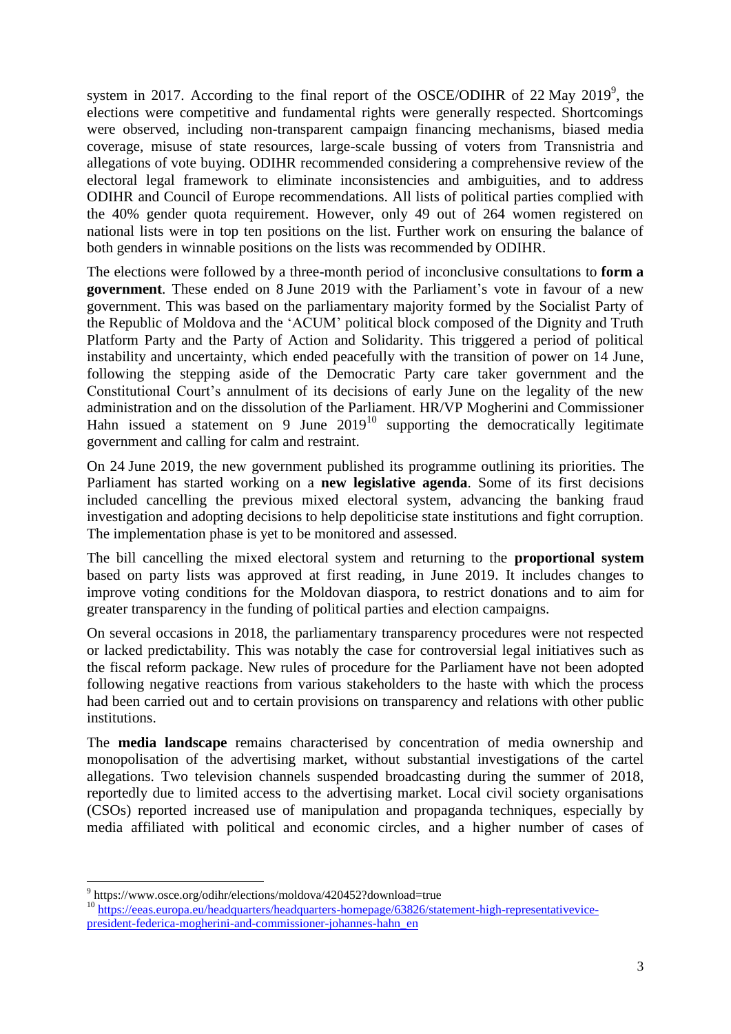system in 2017. According to the final report of the OSCE/ODIHR of 22 May 2019[9], the elections were competitive and fundamental rights were generally respected. Shortcomings were observed, including non-transparent campaign financing mechanisms, biased media coverage, misuse of state resources, large-scale bussing of voters from Transnistria and allegations of vote buying. ODIHR recommended considering a comprehensive review of the electoral legal framework to eliminate inconsistencies and ambiguities, and to address ODIHR and Council of Europe recommendations. All lists of political parties complied with the 40% gender quota requirement. However, only 49 out of 264 women registered on national lists were in top ten positions on the list. Further work on ensuring the balance of both genders in winnable positions on the lists was recommended by ODIHR.

The elections were followed by a three-month period of inconclusive consultations to **form a government**. These ended on 8 June 2019 with the Parliament's vote in favour of a new government. This was based on the parliamentary majority formed by the Socialist Party of the Republic of Moldova and the 'ACUM' political block composed of the Dignity and Truth Platform Party and the Party of Action and Solidarity. This triggered a period of political instability and uncertainty, which ended peacefully with the transition of power on 14 June, following the stepping aside of the Democratic Party care taker government and the Constitutional Court's annulment of its decisions of early June on the legality of the new administration and on the dissolution of the Parliament. HR/VP Mogherini and Commissioner Hahn issued a statement on 9 June 2019[10] supporting the democratically legitimate government and calling for calm and restraint.

On 24 June 2019, the new government published its programme outlining its priorities. The Parliament has started working on a **new legislative agenda**. Some of its first decisions included cancelling the previous mixed electoral system, advancing the banking fraud investigation and adopting decisions to help depoliticise state institutions and fight corruption. The implementation phase is yet to be monitored and assessed.

The bill cancelling the mixed electoral system and returning to the **proportional system** based on party lists was approved at first reading, in June 2019. It includes changes to improve voting conditions for the Moldovan diaspora, to restrict donations and to aim for greater transparency in the funding of political parties and election campaigns.

On several occasions in 2018, the parliamentary transparency procedures were not respected or lacked predictability. This was notably the case for controversial legal initiatives such as the fiscal reform package. New rules of procedure for the Parliament have not been adopted following negative reactions from various stakeholders to the haste with which the process had been carried out and to certain provisions on transparency and relations with other public institutions.

The **media landscape** remains characterised by concentration of media ownership and monopolisation of the advertising market, without substantial investigations of the cartel allegations. Two television channels suspended broadcasting during the summer of 2018, reportedly due to limited access to the advertising market. Local civil society organisations (CSOs) reported increased use of manipulation and propaganda techniques, especially by media affiliated with political and economic circles, and a higher number of cases of

---

[9] https://www.osce.org/odihr/elections/moldova/420452?download=true

[10] https://eeas.europa.eu/headquarters/headquarters-homepage/63826/statement-high-representativevice-president-federica-mogherini-and-commissioner-johannes-hahn_en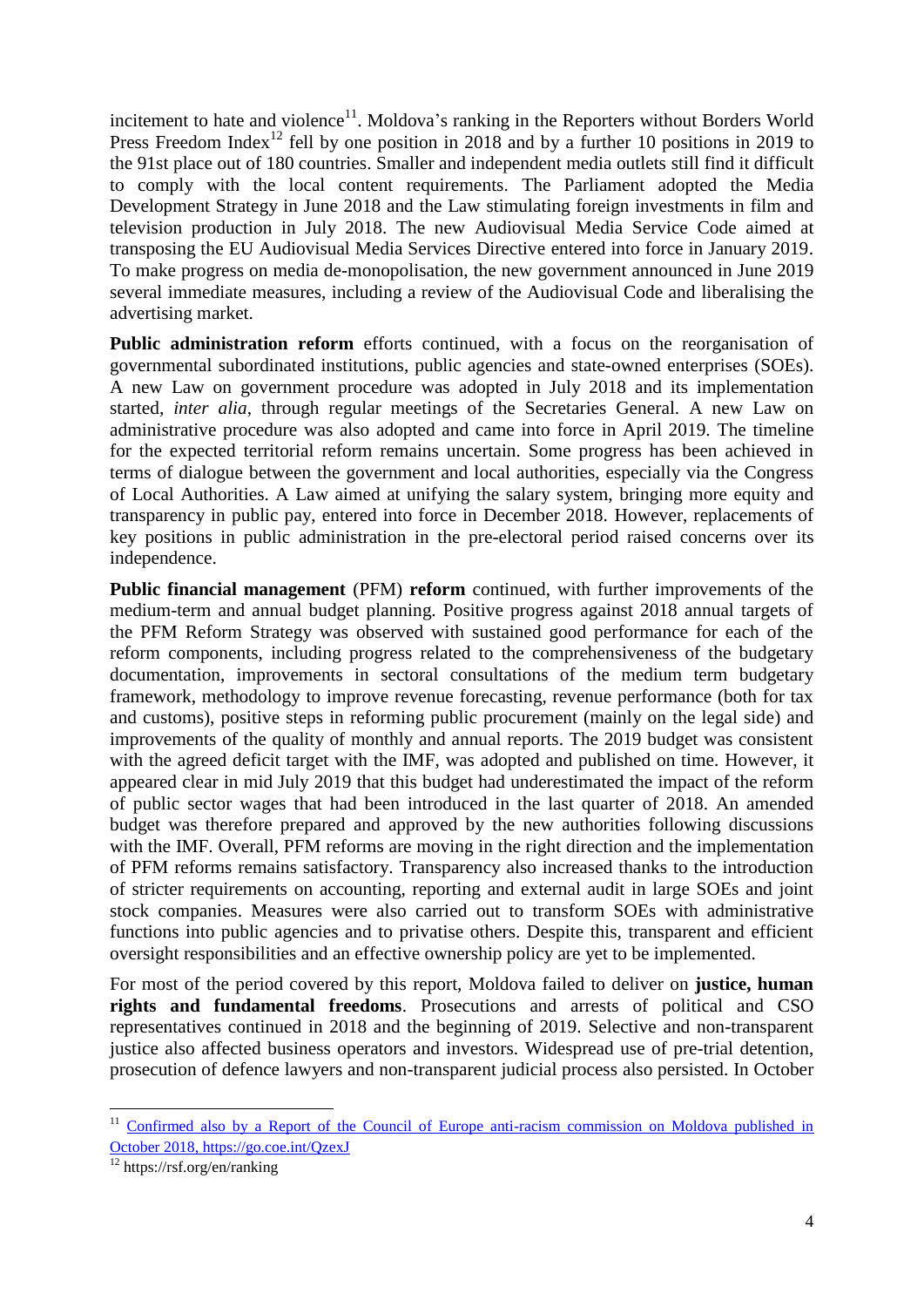incitement to hate and violence[11]. Moldova's ranking in the Reporters without Borders World Press Freedom Index[12] fell by one position in 2018 and by a further 10 positions in 2019 to the 91st place out of 180 countries. Smaller and independent media outlets still find it difficult to comply with the local content requirements. The Parliament adopted the Media Development Strategy in June 2018 and the Law stimulating foreign investments in film and television production in July 2018. The new Audiovisual Media Service Code aimed at transposing the EU Audiovisual Media Services Directive entered into force in January 2019. To make progress on media de-monopolisation, the new government announced in June 2019 several immediate measures, including a review of the Audiovisual Code and liberalising the advertising market.

**Public administration reform** efforts continued, with a focus on the reorganisation of governmental subordinated institutions, public agencies and state-owned enterprises (SOEs). A new Law on government procedure was adopted in July 2018 and its implementation started, *inter alia*, through regular meetings of the Secretaries General. A new Law on administrative procedure was also adopted and came into force in April 2019. The timeline for the expected territorial reform remains uncertain. Some progress has been achieved in terms of dialogue between the government and local authorities, especially via the Congress of Local Authorities. A Law aimed at unifying the salary system, bringing more equity and transparency in public pay, entered into force in December 2018. However, replacements of key positions in public administration in the pre-electoral period raised concerns over its independence.

**Public financial management** (PFM) **reform** continued, with further improvements of the medium-term and annual budget planning. Positive progress against 2018 annual targets of the PFM Reform Strategy was observed with sustained good performance for each of the reform components, including progress related to the comprehensiveness of the budgetary documentation, improvements in sectoral consultations of the medium term budgetary framework, methodology to improve revenue forecasting, revenue performance (both for tax and customs), positive steps in reforming public procurement (mainly on the legal side) and improvements of the quality of monthly and annual reports. The 2019 budget was consistent with the agreed deficit target with the IMF, was adopted and published on time. However, it appeared clear in mid July 2019 that this budget had underestimated the impact of the reform of public sector wages that had been introduced in the last quarter of 2018. An amended budget was therefore prepared and approved by the new authorities following discussions with the IMF. Overall, PFM reforms are moving in the right direction and the implementation of PFM reforms remains satisfactory. Transparency also increased thanks to the introduction of stricter requirements on accounting, reporting and external audit in large SOEs and joint stock companies. Measures were also carried out to transform SOEs with administrative functions into public agencies and to privatise others. Despite this, transparent and efficient oversight responsibilities and an effective ownership policy are yet to be implemented.

For most of the period covered by this report, Moldova failed to deliver on **justice, human rights and fundamental freedoms**. Prosecutions and arrests of political and CSO representatives continued in 2018 and the beginning of 2019. Selective and non-transparent justice also affected business operators and investors. Widespread use of pre-trial detention, prosecution of defence lawyers and non-transparent judicial process also persisted. In October

---

[11] Confirmed also by a Report of the Council of Europe anti-racism commission on Moldova published in October 2018, https://go.coe.int/QzexJ

[12] https://rsf.org/en/ranking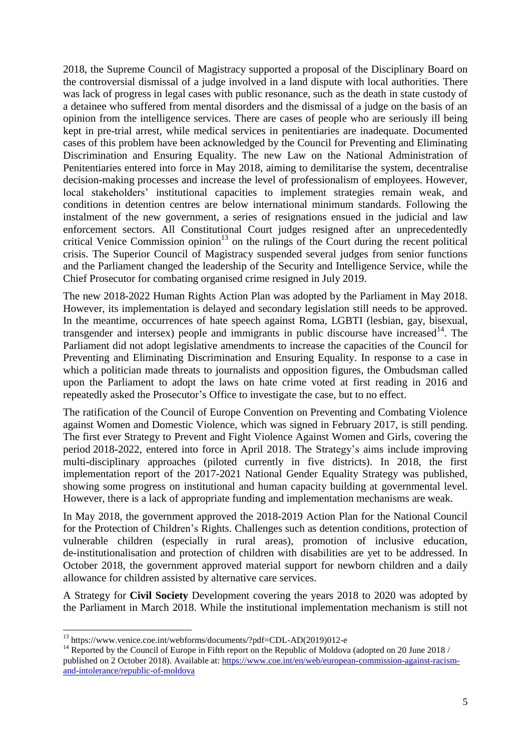2018, the Supreme Council of Magistracy supported a proposal of the Disciplinary Board on the controversial dismissal of a judge involved in a land dispute with local authorities. There was lack of progress in legal cases with public resonance, such as the death in state custody of a detainee who suffered from mental disorders and the dismissal of a judge on the basis of an opinion from the intelligence services. There are cases of people who are seriously ill being kept in pre-trial arrest, while medical services in penitentiaries are inadequate. Documented cases of this problem have been acknowledged by the Council for Preventing and Eliminating Discrimination and Ensuring Equality. The new Law on the National Administration of Penitentiaries entered into force in May 2018, aiming to demilitarise the system, decentralise decision-making processes and increase the level of professionalism of employees. However, local stakeholders' institutional capacities to implement strategies remain weak, and conditions in detention centres are below international minimum standards. Following the instalment of the new government, a series of resignations ensued in the judicial and law enforcement sectors. All Constitutional Court judges resigned after an unprecedentedly critical Venice Commission opinion[13] on the rulings of the Court during the recent political crisis. The Superior Council of Magistracy suspended several judges from senior functions and the Parliament changed the leadership of the Security and Intelligence Service, while the Chief Prosecutor for combating organised crime resigned in July 2019.

The new 2018-2022 Human Rights Action Plan was adopted by the Parliament in May 2018. However, its implementation is delayed and secondary legislation still needs to be approved. In the meantime, occurrences of hate speech against Roma, LGBTI (lesbian, gay, bisexual, transgender and intersex) people and immigrants in public discourse have increased[14]. The Parliament did not adopt legislative amendments to increase the capacities of the Council for Preventing and Eliminating Discrimination and Ensuring Equality. In response to a case in which a politician made threats to journalists and opposition figures, the Ombudsman called upon the Parliament to adopt the laws on hate crime voted at first reading in 2016 and repeatedly asked the Prosecutor's Office to investigate the case, but to no effect.

The ratification of the Council of Europe Convention on Preventing and Combating Violence against Women and Domestic Violence, which was signed in February 2017, is still pending. The first ever Strategy to Prevent and Fight Violence Against Women and Girls, covering the period 2018-2022, entered into force in April 2018. The Strategy's aims include improving multi-disciplinary approaches (piloted currently in five districts). In 2018, the first implementation report of the 2017-2021 National Gender Equality Strategy was published, showing some progress on institutional and human capacity building at governmental level. However, there is a lack of appropriate funding and implementation mechanisms are weak.

In May 2018, the government approved the 2018-2019 Action Plan for the National Council for the Protection of Children's Rights. Challenges such as detention conditions, protection of vulnerable children (especially in rural areas), promotion of inclusive education, de-institutionalisation and protection of children with disabilities are yet to be addressed. In October 2018, the government approved material support for newborn children and a daily allowance for children assisted by alternative care services.

A Strategy for **Civil Society** Development covering the years 2018 to 2020 was adopted by the Parliament in March 2018. While the institutional implementation mechanism is still not

---

[13] https://www.venice.coe.int/webforms/documents/?pdf=CDL-AD(2019)012-e

[14] Reported by the Council of Europe in Fifth report on the Republic of Moldova (adopted on 20 June 2018 / published on 2 October 2018). Available at: https://www.coe.int/en/web/european-commission-against-racism-and-intolerance/republic-of-moldova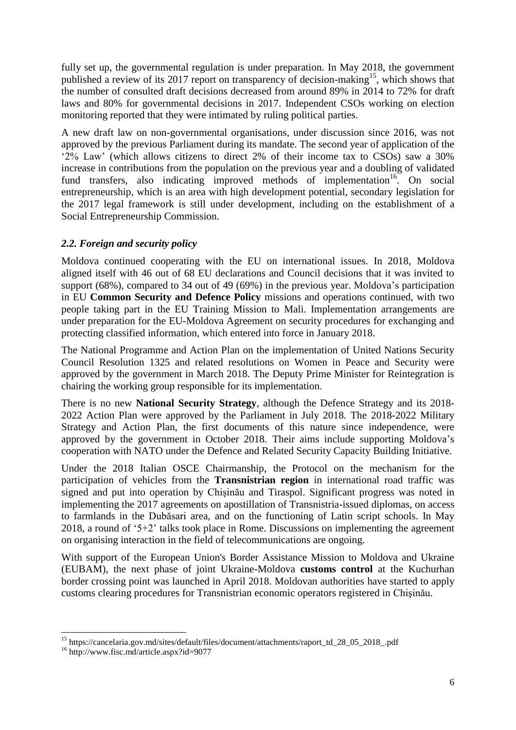fully set up, the governmental regulation is under preparation. In May 2018, the government published a review of its 2017 report on transparency of decision-making[15], which shows that the number of consulted draft decisions decreased from around 89% in 2014 to 72% for draft laws and 80% for governmental decisions in 2017. Independent CSOs working on election monitoring reported that they were intimated by ruling political parties.

A new draft law on non-governmental organisations, under discussion since 2016, was not approved by the previous Parliament during its mandate. The second year of application of the '2% Law' (which allows citizens to direct 2% of their income tax to CSOs) saw a 30% increase in contributions from the population on the previous year and a doubling of validated fund transfers, also indicating improved methods of implementation[16]. On social entrepreneurship, which is an area with high development potential, secondary legislation for the 2017 legal framework is still under development, including on the establishment of a Social Entrepreneurship Commission.

### *2.2. Foreign and security policy*

Moldova continued cooperating with the EU on international issues. In 2018, Moldova aligned itself with 46 out of 68 EU declarations and Council decisions that it was invited to support (68%), compared to 34 out of 49 (69%) in the previous year. Moldova's participation in EU **Common Security and Defence Policy** missions and operations continued, with two people taking part in the EU Training Mission to Mali. Implementation arrangements are under preparation for the EU-Moldova Agreement on security procedures for exchanging and protecting classified information, which entered into force in January 2018.

The National Programme and Action Plan on the implementation of United Nations Security Council Resolution 1325 and related resolutions on Women in Peace and Security were approved by the government in March 2018. The Deputy Prime Minister for Reintegration is chairing the working group responsible for its implementation.

There is no new **National Security Strategy**, although the Defence Strategy and its 2018-2022 Action Plan were approved by the Parliament in July 2018. The 2018-2022 Military Strategy and Action Plan, the first documents of this nature since independence, were approved by the government in October 2018. Their aims include supporting Moldova's cooperation with NATO under the Defence and Related Security Capacity Building Initiative.

Under the 2018 Italian OSCE Chairmanship, the Protocol on the mechanism for the participation of vehicles from the **Transnistrian region** in international road traffic was signed and put into operation by Chișinău and Tiraspol. Significant progress was noted in implementing the 2017 agreements on apostillation of Transnistria-issued diplomas, on access to farmlands in the Dubăsari area, and on the functioning of Latin script schools. In May 2018, a round of '5+2' talks took place in Rome. Discussions on implementing the agreement on organising interaction in the field of telecommunications are ongoing.

With support of the European Union's Border Assistance Mission to Moldova and Ukraine (EUBAM), the next phase of joint Ukraine-Moldova **customs control** at the Kuchurhan border crossing point was launched in April 2018. Moldovan authorities have started to apply customs clearing procedures for Transnistrian economic operators registered in Chișinău.

---

[15] https://cancelaria.gov.md/sites/default/files/document/attachments/raport_td_28_05_2018_.pdf

[16] http://www.fisc.md/article.aspx?id=9077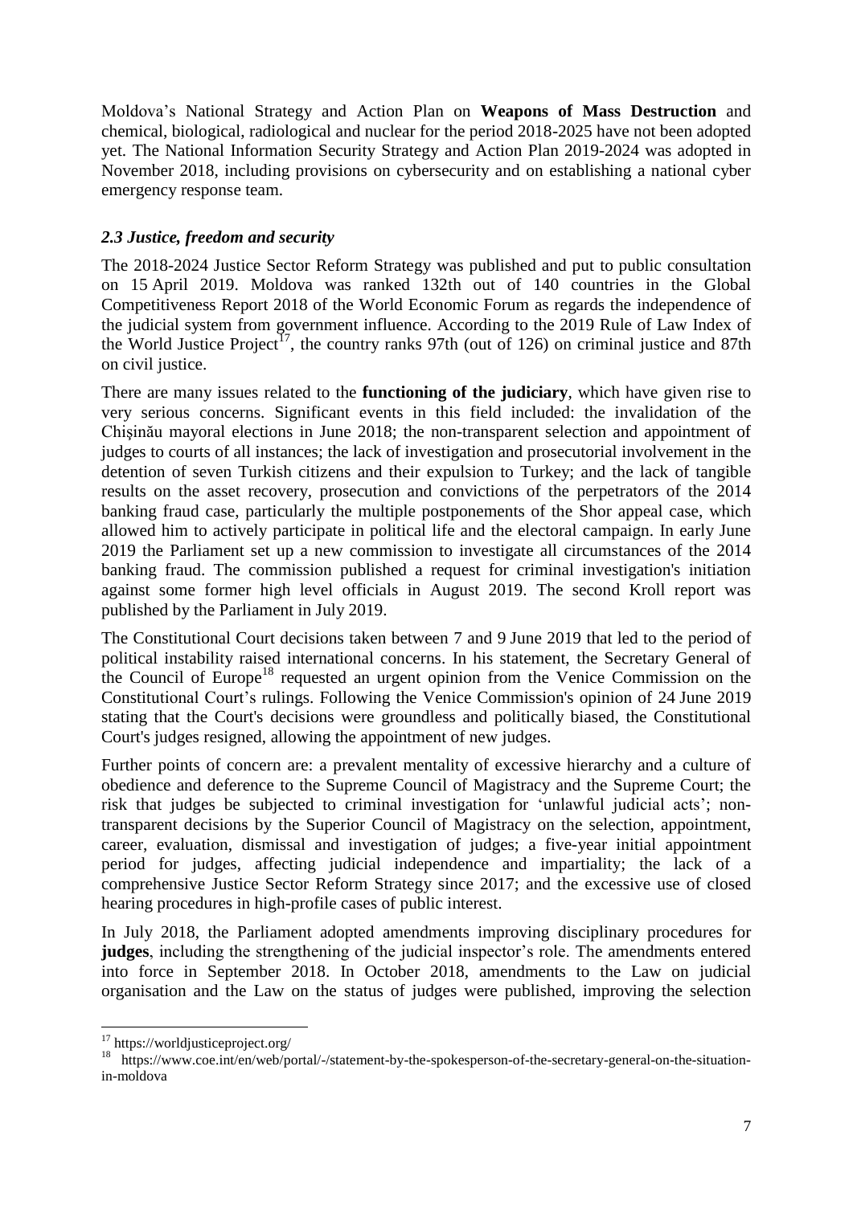Moldova's National Strategy and Action Plan on **Weapons of Mass Destruction** and chemical, biological, radiological and nuclear for the period 2018-2025 have not been adopted yet. The National Information Security Strategy and Action Plan 2019-2024 was adopted in November 2018, including provisions on cybersecurity and on establishing a national cyber emergency response team.

### *2.3 Justice, freedom and security*

The 2018-2024 Justice Sector Reform Strategy was published and put to public consultation on 15 April 2019. Moldova was ranked 132th out of 140 countries in the Global Competitiveness Report 2018 of the World Economic Forum as regards the independence of the judicial system from government influence. According to the 2019 Rule of Law Index of the World Justice Project[17], the country ranks 97th (out of 126) on criminal justice and 87th on civil justice.

There are many issues related to the **functioning of the judiciary**, which have given rise to very serious concerns. Significant events in this field included: the invalidation of the Chişinău mayoral elections in June 2018; the non-transparent selection and appointment of judges to courts of all instances; the lack of investigation and prosecutorial involvement in the detention of seven Turkish citizens and their expulsion to Turkey; and the lack of tangible results on the asset recovery, prosecution and convictions of the perpetrators of the 2014 banking fraud case, particularly the multiple postponements of the Shor appeal case, which allowed him to actively participate in political life and the electoral campaign. In early June 2019 the Parliament set up a new commission to investigate all circumstances of the 2014 banking fraud. The commission published a request for criminal investigation's initiation against some former high level officials in August 2019. The second Kroll report was published by the Parliament in July 2019.

The Constitutional Court decisions taken between 7 and 9 June 2019 that led to the period of political instability raised international concerns. In his statement, the Secretary General of the Council of Europe[18] requested an urgent opinion from the Venice Commission on the Constitutional Court's rulings. Following the Venice Commission's opinion of 24 June 2019 stating that the Court's decisions were groundless and politically biased, the Constitutional Court's judges resigned, allowing the appointment of new judges.

Further points of concern are: a prevalent mentality of excessive hierarchy and a culture of obedience and deference to the Supreme Council of Magistracy and the Supreme Court; the risk that judges be subjected to criminal investigation for 'unlawful judicial acts'; non-transparent decisions by the Superior Council of Magistracy on the selection, appointment, career, evaluation, dismissal and investigation of judges; a five-year initial appointment period for judges, affecting judicial independence and impartiality; the lack of a comprehensive Justice Sector Reform Strategy since 2017; and the excessive use of closed hearing procedures in high-profile cases of public interest.

In July 2018, the Parliament adopted amendments improving disciplinary procedures for **judges**, including the strengthening of the judicial inspector's role. The amendments entered into force in September 2018. In October 2018, amendments to the Law on judicial organisation and the Law on the status of judges were published, improving the selection

---

[17] https://worldjusticeproject.org/

[18] https://www.coe.int/en/web/portal/-/statement-by-the-spokesperson-of-the-secretary-general-on-the-situation-in-moldova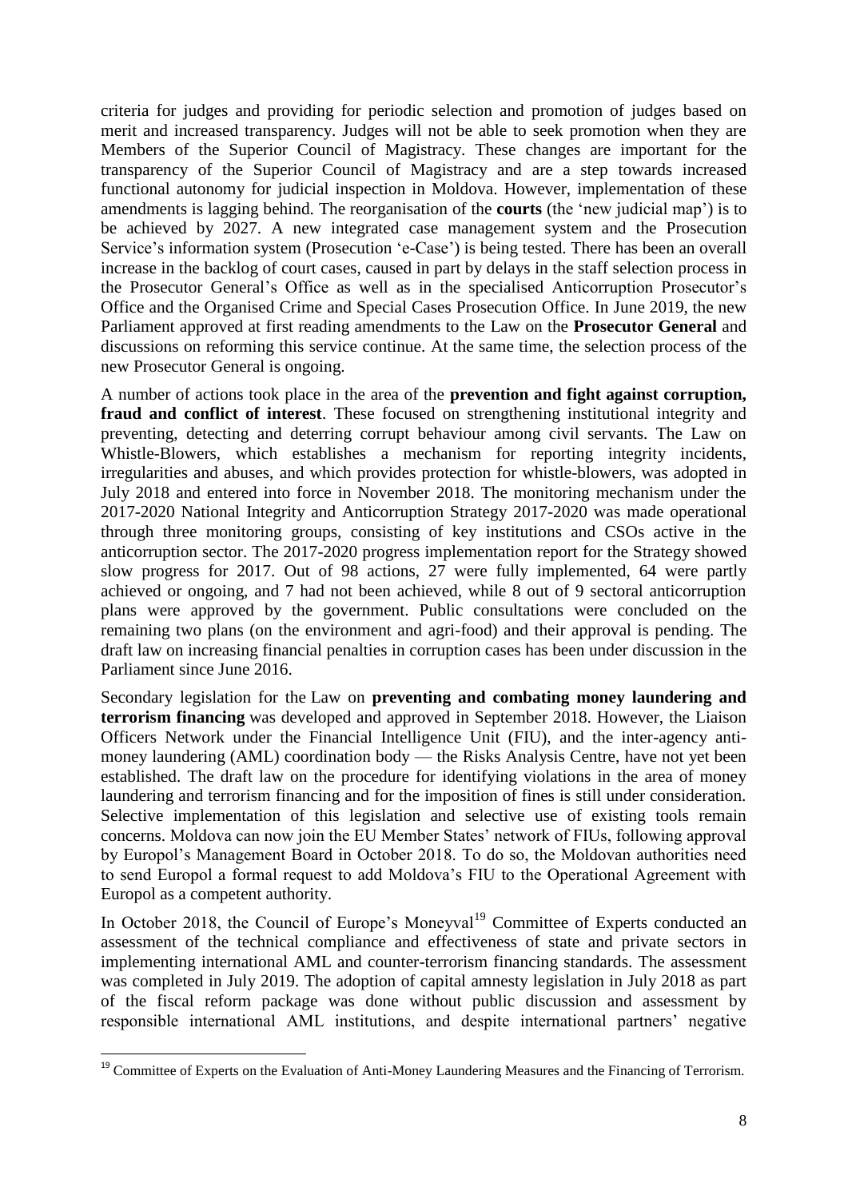criteria for judges and providing for periodic selection and promotion of judges based on merit and increased transparency. Judges will not be able to seek promotion when they are Members of the Superior Council of Magistracy. These changes are important for the transparency of the Superior Council of Magistracy and are a step towards increased functional autonomy for judicial inspection in Moldova. However, implementation of these amendments is lagging behind. The reorganisation of the **courts** (the 'new judicial map') is to be achieved by 2027. A new integrated case management system and the Prosecution Service's information system (Prosecution 'e-Case') is being tested. There has been an overall increase in the backlog of court cases, caused in part by delays in the staff selection process in the Prosecutor General's Office as well as in the specialised Anticorruption Prosecutor's Office and the Organised Crime and Special Cases Prosecution Office. In June 2019, the new Parliament approved at first reading amendments to the Law on the **Prosecutor General** and discussions on reforming this service continue. At the same time, the selection process of the new Prosecutor General is ongoing.

A number of actions took place in the area of the **prevention and fight against corruption, fraud and conflict of interest**. These focused on strengthening institutional integrity and preventing, detecting and deterring corrupt behaviour among civil servants. The Law on Whistle-Blowers, which establishes a mechanism for reporting integrity incidents, irregularities and abuses, and which provides protection for whistle-blowers, was adopted in July 2018 and entered into force in November 2018. The monitoring mechanism under the 2017-2020 National Integrity and Anticorruption Strategy 2017-2020 was made operational through three monitoring groups, consisting of key institutions and CSOs active in the anticorruption sector. The 2017-2020 progress implementation report for the Strategy showed slow progress for 2017. Out of 98 actions, 27 were fully implemented, 64 were partly achieved or ongoing, and 7 had not been achieved, while 8 out of 9 sectoral anticorruption plans were approved by the government. Public consultations were concluded on the remaining two plans (on the environment and agri-food) and their approval is pending. The draft law on increasing financial penalties in corruption cases has been under discussion in the Parliament since June 2016.

Secondary legislation for the Law on **preventing and combating money laundering and terrorism financing** was developed and approved in September 2018. However, the Liaison Officers Network under the Financial Intelligence Unit (FIU), and the inter-agency anti-money laundering (AML) coordination body — the Risks Analysis Centre, have not yet been established. The draft law on the procedure for identifying violations in the area of money laundering and terrorism financing and for the imposition of fines is still under consideration. Selective implementation of this legislation and selective use of existing tools remain concerns. Moldova can now join the EU Member States' network of FIUs, following approval by Europol's Management Board in October 2018. To do so, the Moldovan authorities need to send Europol a formal request to add Moldova's FIU to the Operational Agreement with Europol as a competent authority.

In October 2018, the Council of Europe's Moneyval[19] Committee of Experts conducted an assessment of the technical compliance and effectiveness of state and private sectors in implementing international AML and counter-terrorism financing standards. The assessment was completed in July 2019. The adoption of capital amnesty legislation in July 2018 as part of the fiscal reform package was done without public discussion and assessment by responsible international AML institutions, and despite international partners' negative

[19] Committee of Experts on the Evaluation of Anti-Money Laundering Measures and the Financing of Terrorism.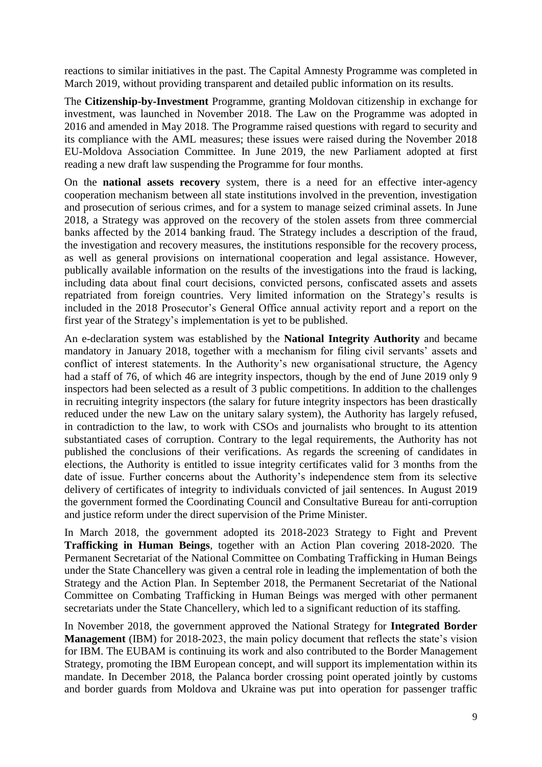reactions to similar initiatives in the past. The Capital Amnesty Programme was completed in March 2019, without providing transparent and detailed public information on its results.

The **Citizenship-by-Investment** Programme, granting Moldovan citizenship in exchange for investment, was launched in November 2018. The Law on the Programme was adopted in 2016 and amended in May 2018. The Programme raised questions with regard to security and its compliance with the AML measures; these issues were raised during the November 2018 EU-Moldova Association Committee. In June 2019, the new Parliament adopted at first reading a new draft law suspending the Programme for four months.

On the **national assets recovery** system, there is a need for an effective inter-agency cooperation mechanism between all state institutions involved in the prevention, investigation and prosecution of serious crimes, and for a system to manage seized criminal assets. In June 2018, a Strategy was approved on the recovery of the stolen assets from three commercial banks affected by the 2014 banking fraud. The Strategy includes a description of the fraud, the investigation and recovery measures, the institutions responsible for the recovery process, as well as general provisions on international cooperation and legal assistance. However, publically available information on the results of the investigations into the fraud is lacking, including data about final court decisions, convicted persons, confiscated assets and assets repatriated from foreign countries. Very limited information on the Strategy's results is included in the 2018 Prosecutor's General Office annual activity report and a report on the first year of the Strategy's implementation is yet to be published.

An e-declaration system was established by the **National Integrity Authority** and became mandatory in January 2018, together with a mechanism for filing civil servants' assets and conflict of interest statements. In the Authority's new organisational structure, the Agency had a staff of 76, of which 46 are integrity inspectors, though by the end of June 2019 only 9 inspectors had been selected as a result of 3 public competitions. In addition to the challenges in recruiting integrity inspectors (the salary for future integrity inspectors has been drastically reduced under the new Law on the unitary salary system), the Authority has largely refused, in contradiction to the law, to work with CSOs and journalists who brought to its attention substantiated cases of corruption. Contrary to the legal requirements, the Authority has not published the conclusions of their verifications. As regards the screening of candidates in elections, the Authority is entitled to issue integrity certificates valid for 3 months from the date of issue. Further concerns about the Authority's independence stem from its selective delivery of certificates of integrity to individuals convicted of jail sentences. In August 2019 the government formed the Coordinating Council and Consultative Bureau for anti-corruption and justice reform under the direct supervision of the Prime Minister.

In March 2018, the government adopted its 2018-2023 Strategy to Fight and Prevent **Trafficking in Human Beings**, together with an Action Plan covering 2018-2020. The Permanent Secretariat of the National Committee on Combating Trafficking in Human Beings under the State Chancellery was given a central role in leading the implementation of both the Strategy and the Action Plan. In September 2018, the Permanent Secretariat of the National Committee on Combating Trafficking in Human Beings was merged with other permanent secretariats under the State Chancellery, which led to a significant reduction of its staffing.

In November 2018, the government approved the National Strategy for **Integrated Border Management** (IBM) for 2018-2023, the main policy document that reflects the state's vision for IBM. The EUBAM is continuing its work and also contributed to the Border Management Strategy, promoting the IBM European concept, and will support its implementation within its mandate. In December 2018, the Palanca border crossing point operated jointly by customs and border guards from Moldova and Ukraine was put into operation for passenger traffic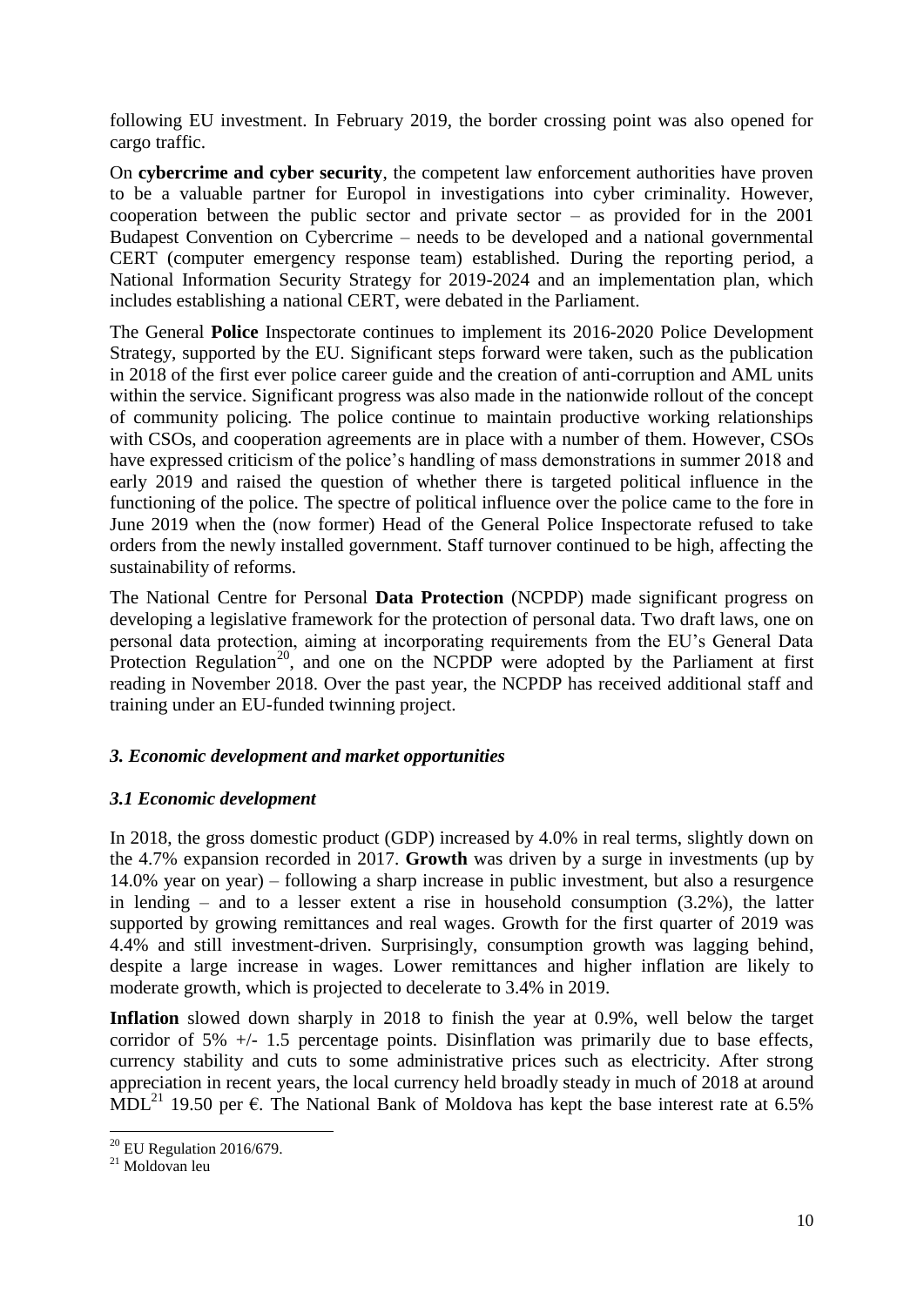following EU investment. In February 2019, the border crossing point was also opened for cargo traffic.

On **cybercrime and cyber security**, the competent law enforcement authorities have proven to be a valuable partner for Europol in investigations into cyber criminality. However, cooperation between the public sector and private sector – as provided for in the 2001 Budapest Convention on Cybercrime – needs to be developed and a national governmental CERT (computer emergency response team) established. During the reporting period, a National Information Security Strategy for 2019-2024 and an implementation plan, which includes establishing a national CERT, were debated in the Parliament.

The General **Police** Inspectorate continues to implement its 2016-2020 Police Development Strategy, supported by the EU. Significant steps forward were taken, such as the publication in 2018 of the first ever police career guide and the creation of anti-corruption and AML units within the service. Significant progress was also made in the nationwide rollout of the concept of community policing. The police continue to maintain productive working relationships with CSOs, and cooperation agreements are in place with a number of them. However, CSOs have expressed criticism of the police's handling of mass demonstrations in summer 2018 and early 2019 and raised the question of whether there is targeted political influence in the functioning of the police. The spectre of political influence over the police came to the fore in June 2019 when the (now former) Head of the General Police Inspectorate refused to take orders from the newly installed government. Staff turnover continued to be high, affecting the sustainability of reforms.

The National Centre for Personal **Data Protection** (NCPDP) made significant progress on developing a legislative framework for the protection of personal data. Two draft laws, one on personal data protection, aiming at incorporating requirements from the EU's General Data Protection Regulation[20], and one on the NCPDP were adopted by the Parliament at first reading in November 2018. Over the past year, the NCPDP has received additional staff and training under an EU-funded twinning project.

### *3. Economic development and market opportunities*

### *3.1 Economic development*

In 2018, the gross domestic product (GDP) increased by 4.0% in real terms, slightly down on the 4.7% expansion recorded in 2017. **Growth** was driven by a surge in investments (up by 14.0% year on year) – following a sharp increase in public investment, but also a resurgence in lending – and to a lesser extent a rise in household consumption (3.2%), the latter supported by growing remittances and real wages. Growth for the first quarter of 2019 was 4.4% and still investment-driven. Surprisingly, consumption growth was lagging behind, despite a large increase in wages. Lower remittances and higher inflation are likely to moderate growth, which is projected to decelerate to 3.4% in 2019.

**Inflation** slowed down sharply in 2018 to finish the year at 0.9%, well below the target corridor of 5% +/- 1.5 percentage points. Disinflation was primarily due to base effects, currency stability and cuts to some administrative prices such as electricity. After strong appreciation in recent years, the local currency held broadly steady in much of 2018 at around MDL[21] 19.50 per €. The National Bank of Moldova has kept the base interest rate at 6.5%

---

[20] EU Regulation 2016/679.

[21] Moldovan leu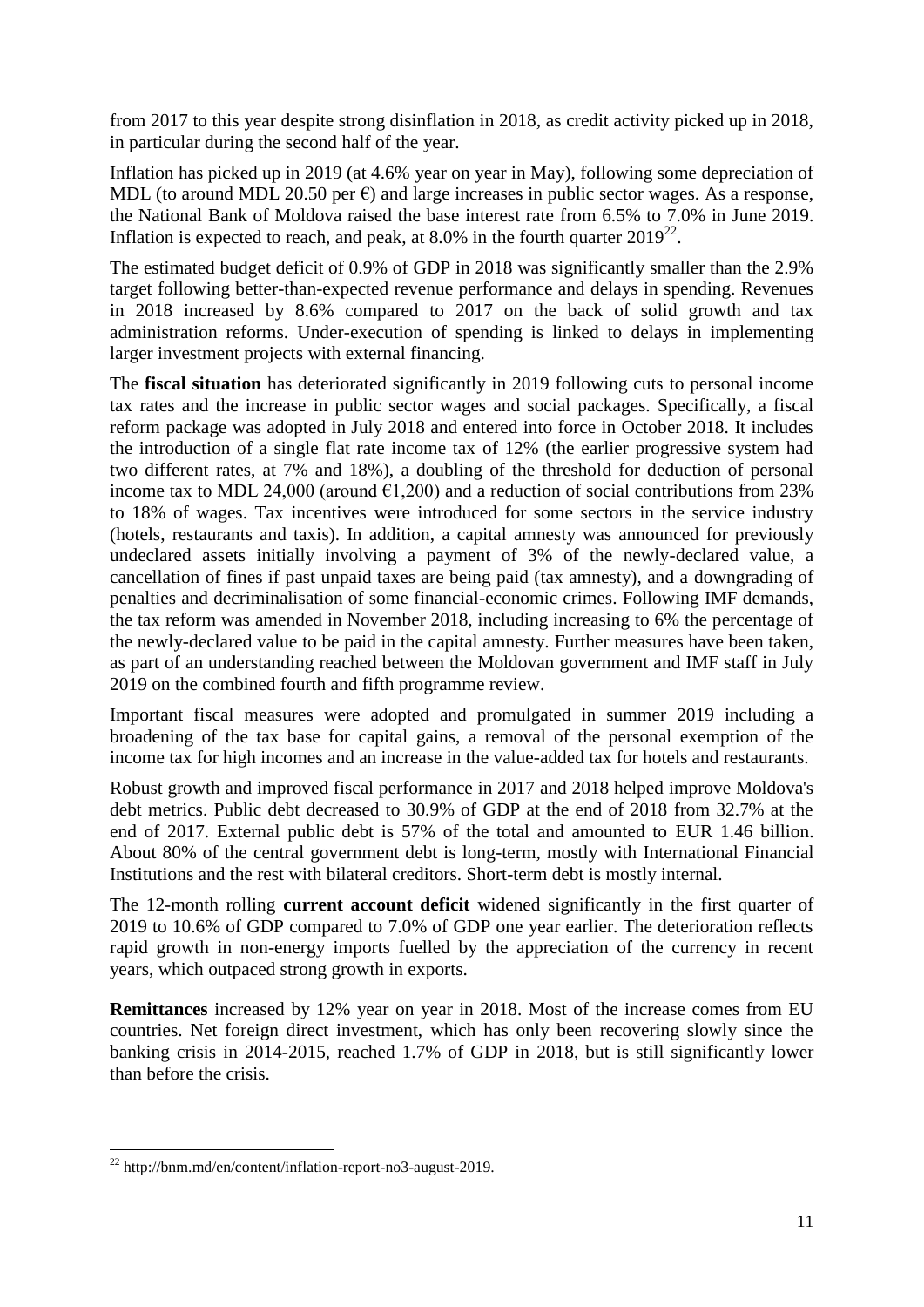from 2017 to this year despite strong disinflation in 2018, as credit activity picked up in 2018, in particular during the second half of the year.

Inflation has picked up in 2019 (at 4.6% year on year in May), following some depreciation of MDL (to around MDL 20.50 per €) and large increases in public sector wages. As a response, the National Bank of Moldova raised the base interest rate from 6.5% to 7.0% in June 2019. Inflation is expected to reach, and peak, at 8.0% in the fourth quarter 2019[22].

The estimated budget deficit of 0.9% of GDP in 2018 was significantly smaller than the 2.9% target following better-than-expected revenue performance and delays in spending. Revenues in 2018 increased by 8.6% compared to 2017 on the back of solid growth and tax administration reforms. Under-execution of spending is linked to delays in implementing larger investment projects with external financing.

The **fiscal situation** has deteriorated significantly in 2019 following cuts to personal income tax rates and the increase in public sector wages and social packages. Specifically, a fiscal reform package was adopted in July 2018 and entered into force in October 2018. It includes the introduction of a single flat rate income tax of 12% (the earlier progressive system had two different rates, at 7% and 18%), a doubling of the threshold for deduction of personal income tax to MDL 24,000 (around €1,200) and a reduction of social contributions from 23% to 18% of wages. Tax incentives were introduced for some sectors in the service industry (hotels, restaurants and taxis). In addition, a capital amnesty was announced for previously undeclared assets initially involving a payment of 3% of the newly-declared value, a cancellation of fines if past unpaid taxes are being paid (tax amnesty), and a downgrading of penalties and decriminalisation of some financial-economic crimes. Following IMF demands, the tax reform was amended in November 2018, including increasing to 6% the percentage of the newly-declared value to be paid in the capital amnesty. Further measures have been taken, as part of an understanding reached between the Moldovan government and IMF staff in July 2019 on the combined fourth and fifth programme review.

Important fiscal measures were adopted and promulgated in summer 2019 including a broadening of the tax base for capital gains, a removal of the personal exemption of the income tax for high incomes and an increase in the value-added tax for hotels and restaurants.

Robust growth and improved fiscal performance in 2017 and 2018 helped improve Moldova's debt metrics. Public debt decreased to 30.9% of GDP at the end of 2018 from 32.7% at the end of 2017. External public debt is 57% of the total and amounted to EUR 1.46 billion. About 80% of the central government debt is long-term, mostly with International Financial Institutions and the rest with bilateral creditors. Short-term debt is mostly internal.

The 12-month rolling **current account deficit** widened significantly in the first quarter of 2019 to 10.6% of GDP compared to 7.0% of GDP one year earlier. The deterioration reflects rapid growth in non-energy imports fuelled by the appreciation of the currency in recent years, which outpaced strong growth in exports.

**Remittances** increased by 12% year on year in 2018. Most of the increase comes from EU countries. Net foreign direct investment, which has only been recovering slowly since the banking crisis in 2014-2015, reached 1.7% of GDP in 2018, but is still significantly lower than before the crisis.

[22] http://bnm.md/en/content/inflation-report-no3-august-2019.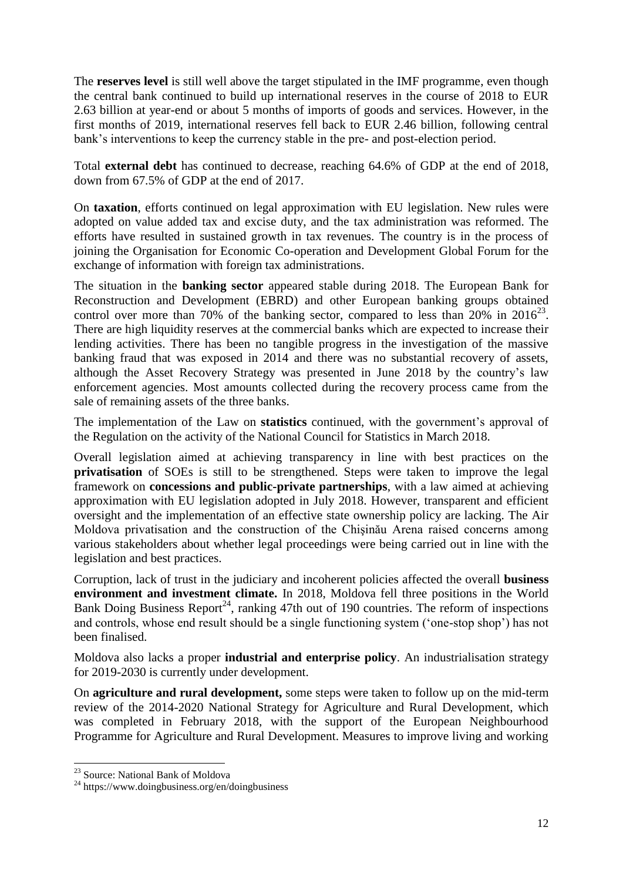The **reserves level** is still well above the target stipulated in the IMF programme, even though the central bank continued to build up international reserves in the course of 2018 to EUR 2.63 billion at year-end or about 5 months of imports of goods and services. However, in the first months of 2019, international reserves fell back to EUR 2.46 billion, following central bank's interventions to keep the currency stable in the pre- and post-election period.

Total **external debt** has continued to decrease, reaching 64.6% of GDP at the end of 2018, down from 67.5% of GDP at the end of 2017.

On **taxation**, efforts continued on legal approximation with EU legislation. New rules were adopted on value added tax and excise duty, and the tax administration was reformed. The efforts have resulted in sustained growth in tax revenues. The country is in the process of joining the Organisation for Economic Co-operation and Development Global Forum for the exchange of information with foreign tax administrations.

The situation in the **banking sector** appeared stable during 2018. The European Bank for Reconstruction and Development (EBRD) and other European banking groups obtained control over more than 70% of the banking sector, compared to less than 20% in 2016[23]. There are high liquidity reserves at the commercial banks which are expected to increase their lending activities. There has been no tangible progress in the investigation of the massive banking fraud that was exposed in 2014 and there was no substantial recovery of assets, although the Asset Recovery Strategy was presented in June 2018 by the country's law enforcement agencies. Most amounts collected during the recovery process came from the sale of remaining assets of the three banks.

The implementation of the Law on **statistics** continued, with the government's approval of the Regulation on the activity of the National Council for Statistics in March 2018.

Overall legislation aimed at achieving transparency in line with best practices on the **privatisation** of SOEs is still to be strengthened. Steps were taken to improve the legal framework on **concessions and public-private partnerships**, with a law aimed at achieving approximation with EU legislation adopted in July 2018. However, transparent and efficient oversight and the implementation of an effective state ownership policy are lacking. The Air Moldova privatisation and the construction of the Chişinău Arena raised concerns among various stakeholders about whether legal proceedings were being carried out in line with the legislation and best practices.

Corruption, lack of trust in the judiciary and incoherent policies affected the overall **business environment and investment climate.** In 2018, Moldova fell three positions in the World Bank Doing Business Report[24], ranking 47th out of 190 countries. The reform of inspections and controls, whose end result should be a single functioning system ('one-stop shop') has not been finalised.

Moldova also lacks a proper **industrial and enterprise policy**. An industrialisation strategy for 2019-2030 is currently under development.

On **agriculture and rural development,** some steps were taken to follow up on the mid-term review of the 2014-2020 National Strategy for Agriculture and Rural Development, which was completed in February 2018, with the support of the European Neighbourhood Programme for Agriculture and Rural Development. Measures to improve living and working

[23] Source: National Bank of Moldova

[24] https://www.doingbusiness.org/en/doingbusiness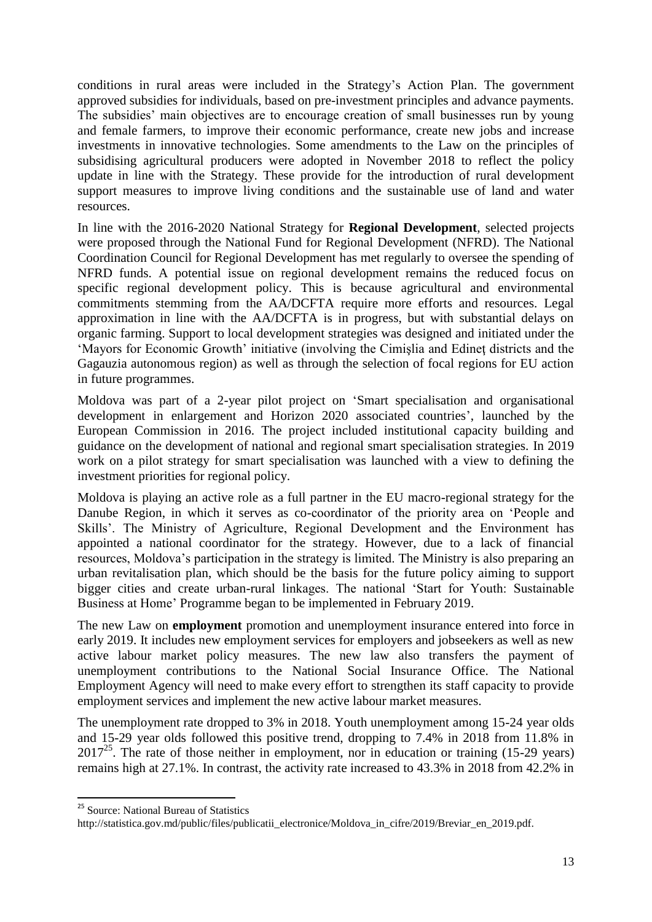conditions in rural areas were included in the Strategy's Action Plan. The government approved subsidies for individuals, based on pre-investment principles and advance payments. The subsidies' main objectives are to encourage creation of small businesses run by young and female farmers, to improve their economic performance, create new jobs and increase investments in innovative technologies. Some amendments to the Law on the principles of subsidising agricultural producers were adopted in November 2018 to reflect the policy update in line with the Strategy. These provide for the introduction of rural development support measures to improve living conditions and the sustainable use of land and water resources.

In line with the 2016-2020 National Strategy for **Regional Development**, selected projects were proposed through the National Fund for Regional Development (NFRD). The National Coordination Council for Regional Development has met regularly to oversee the spending of NFRD funds. A potential issue on regional development remains the reduced focus on specific regional development policy. This is because agricultural and environmental commitments stemming from the AA/DCFTA require more efforts and resources. Legal approximation in line with the AA/DCFTA is in progress, but with substantial delays on organic farming. Support to local development strategies was designed and initiated under the 'Mayors for Economic Growth' initiative (involving the Cimişlia and Edineţ districts and the Gagauzia autonomous region) as well as through the selection of focal regions for EU action in future programmes.

Moldova was part of a 2-year pilot project on 'Smart specialisation and organisational development in enlargement and Horizon 2020 associated countries', launched by the European Commission in 2016. The project included institutional capacity building and guidance on the development of national and regional smart specialisation strategies. In 2019 work on a pilot strategy for smart specialisation was launched with a view to defining the investment priorities for regional policy.

Moldova is playing an active role as a full partner in the EU macro-regional strategy for the Danube Region, in which it serves as co-coordinator of the priority area on 'People and Skills'. The Ministry of Agriculture, Regional Development and the Environment has appointed a national coordinator for the strategy. However, due to a lack of financial resources, Moldova's participation in the strategy is limited. The Ministry is also preparing an urban revitalisation plan, which should be the basis for the future policy aiming to support bigger cities and create urban-rural linkages. The national 'Start for Youth: Sustainable Business at Home' Programme began to be implemented in February 2019.

The new Law on **employment** promotion and unemployment insurance entered into force in early 2019. It includes new employment services for employers and jobseekers as well as new active labour market policy measures. The new law also transfers the payment of unemployment contributions to the National Social Insurance Office. The National Employment Agency will need to make every effort to strengthen its staff capacity to provide employment services and implement the new active labour market measures.

The unemployment rate dropped to 3% in 2018. Youth unemployment among 15-24 year olds and 15-29 year olds followed this positive trend, dropping to 7.4% in 2018 from 11.8% in 2017[25]. The rate of those neither in employment, nor in education or training (15-29 years) remains high at 27.1%. In contrast, the activity rate increased to 43.3% in 2018 from 42.2% in

[25] Source: National Bureau of Statistics http://statistica.gov.md/public/files/publicatii_electronice/Moldova_in_cifre/2019/Breviar_en_2019.pdf.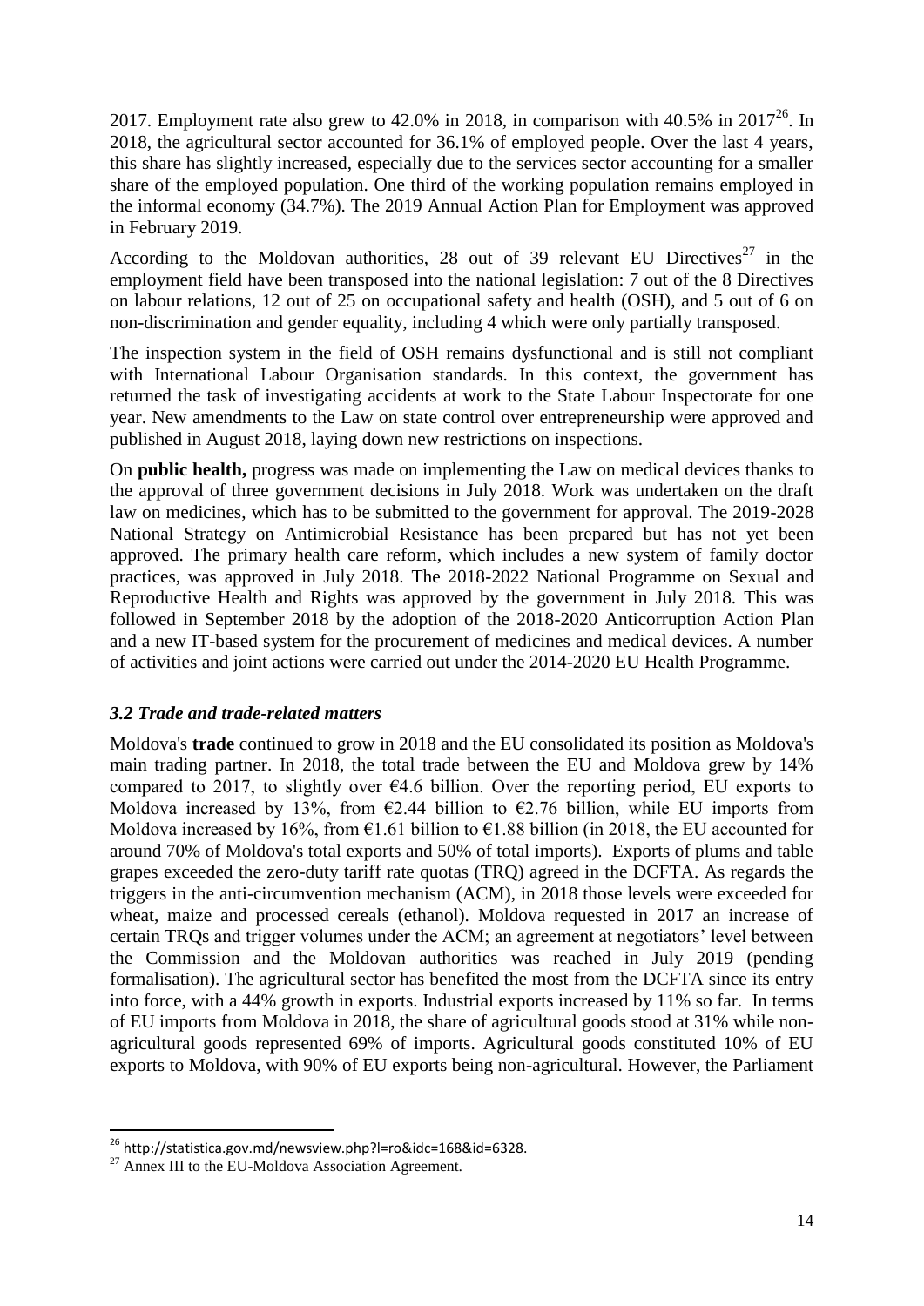2017. Employment rate also grew to 42.0% in 2018, in comparison with 40.5% in 2017[26]. In 2018, the agricultural sector accounted for 36.1% of employed people. Over the last 4 years, this share has slightly increased, especially due to the services sector accounting for a smaller share of the employed population. One third of the working population remains employed in the informal economy (34.7%). The 2019 Annual Action Plan for Employment was approved in February 2019.

According to the Moldovan authorities, 28 out of 39 relevant EU Directives[27] in the employment field have been transposed into the national legislation: 7 out of the 8 Directives on labour relations, 12 out of 25 on occupational safety and health (OSH), and 5 out of 6 on non-discrimination and gender equality, including 4 which were only partially transposed.

The inspection system in the field of OSH remains dysfunctional and is still not compliant with International Labour Organisation standards. In this context, the government has returned the task of investigating accidents at work to the State Labour Inspectorate for one year. New amendments to the Law on state control over entrepreneurship were approved and published in August 2018, laying down new restrictions on inspections.

On **public health,** progress was made on implementing the Law on medical devices thanks to the approval of three government decisions in July 2018. Work was undertaken on the draft law on medicines, which has to be submitted to the government for approval. The 2019-2028 National Strategy on Antimicrobial Resistance has been prepared but has not yet been approved. The primary health care reform, which includes a new system of family doctor practices, was approved in July 2018. The 2018-2022 National Programme on Sexual and Reproductive Health and Rights was approved by the government in July 2018. This was followed in September 2018 by the adoption of the 2018-2020 Anticorruption Action Plan and a new IT-based system for the procurement of medicines and medical devices. A number of activities and joint actions were carried out under the 2014-2020 EU Health Programme.

### *3.2 Trade and trade-related matters*

Moldova's **trade** continued to grow in 2018 and the EU consolidated its position as Moldova's main trading partner. In 2018, the total trade between the EU and Moldova grew by 14% compared to 2017, to slightly over €4.6 billion. Over the reporting period, EU exports to Moldova increased by 13%, from €2.44 billion to €2.76 billion, while EU imports from Moldova increased by 16%, from €1.61 billion to €1.88 billion (in 2018, the EU accounted for around 70% of Moldova's total exports and 50% of total imports). Exports of plums and table grapes exceeded the zero-duty tariff rate quotas (TRQ) agreed in the DCFTA. As regards the triggers in the anti-circumvention mechanism (ACM), in 2018 those levels were exceeded for wheat, maize and processed cereals (ethanol). Moldova requested in 2017 an increase of certain TRQs and trigger volumes under the ACM; an agreement at negotiators' level between the Commission and the Moldovan authorities was reached in July 2019 (pending formalisation). The agricultural sector has benefited the most from the DCFTA since its entry into force, with a 44% growth in exports. Industrial exports increased by 11% so far. In terms of EU imports from Moldova in 2018, the share of agricultural goods stood at 31% while non-agricultural goods represented 69% of imports. Agricultural goods constituted 10% of EU exports to Moldova, with 90% of EU exports being non-agricultural. However, the Parliament

---

[26] http://statistica.gov.md/newsview.php?l=ro&idc=168&id=6328.

[27] Annex III to the EU-Moldova Association Agreement.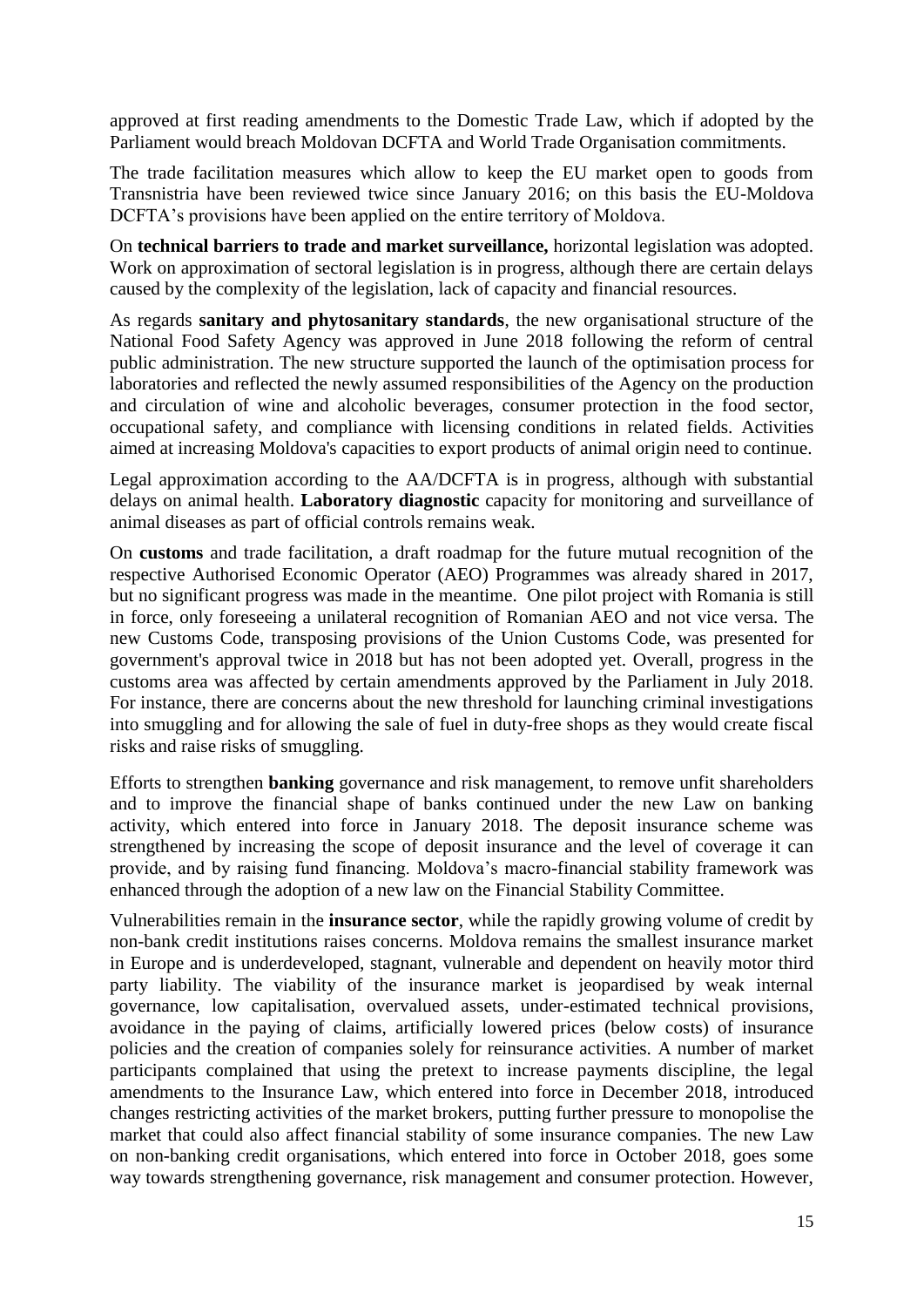approved at first reading amendments to the Domestic Trade Law, which if adopted by the Parliament would breach Moldovan DCFTA and World Trade Organisation commitments.

The trade facilitation measures which allow to keep the EU market open to goods from Transnistria have been reviewed twice since January 2016; on this basis the EU-Moldova DCFTA's provisions have been applied on the entire territory of Moldova.

On **technical barriers to trade and market surveillance,** horizontal legislation was adopted. Work on approximation of sectoral legislation is in progress, although there are certain delays caused by the complexity of the legislation, lack of capacity and financial resources.

As regards **sanitary and phytosanitary standards**, the new organisational structure of the National Food Safety Agency was approved in June 2018 following the reform of central public administration. The new structure supported the launch of the optimisation process for laboratories and reflected the newly assumed responsibilities of the Agency on the production and circulation of wine and alcoholic beverages, consumer protection in the food sector, occupational safety, and compliance with licensing conditions in related fields. Activities aimed at increasing Moldova's capacities to export products of animal origin need to continue.

Legal approximation according to the AA/DCFTA is in progress, although with substantial delays on animal health. **Laboratory diagnostic** capacity for monitoring and surveillance of animal diseases as part of official controls remains weak.

On **customs** and trade facilitation, a draft roadmap for the future mutual recognition of the respective Authorised Economic Operator (AEO) Programmes was already shared in 2017, but no significant progress was made in the meantime. One pilot project with Romania is still in force, only foreseeing a unilateral recognition of Romanian AEO and not vice versa. The new Customs Code, transposing provisions of the Union Customs Code, was presented for government's approval twice in 2018 but has not been adopted yet. Overall, progress in the customs area was affected by certain amendments approved by the Parliament in July 2018. For instance, there are concerns about the new threshold for launching criminal investigations into smuggling and for allowing the sale of fuel in duty-free shops as they would create fiscal risks and raise risks of smuggling.

Efforts to strengthen **banking** governance and risk management, to remove unfit shareholders and to improve the financial shape of banks continued under the new Law on banking activity, which entered into force in January 2018. The deposit insurance scheme was strengthened by increasing the scope of deposit insurance and the level of coverage it can provide, and by raising fund financing. Moldova's macro-financial stability framework was enhanced through the adoption of a new law on the Financial Stability Committee.

Vulnerabilities remain in the **insurance sector**, while the rapidly growing volume of credit by non-bank credit institutions raises concerns. Moldova remains the smallest insurance market in Europe and is underdeveloped, stagnant, vulnerable and dependent on heavily motor third party liability. The viability of the insurance market is jeopardised by weak internal governance, low capitalisation, overvalued assets, under-estimated technical provisions, avoidance in the paying of claims, artificially lowered prices (below costs) of insurance policies and the creation of companies solely for reinsurance activities. A number of market participants complained that using the pretext to increase payments discipline, the legal amendments to the Insurance Law, which entered into force in December 2018, introduced changes restricting activities of the market brokers, putting further pressure to monopolise the market that could also affect financial stability of some insurance companies. The new Law on non-banking credit organisations, which entered into force in October 2018, goes some way towards strengthening governance, risk management and consumer protection. However,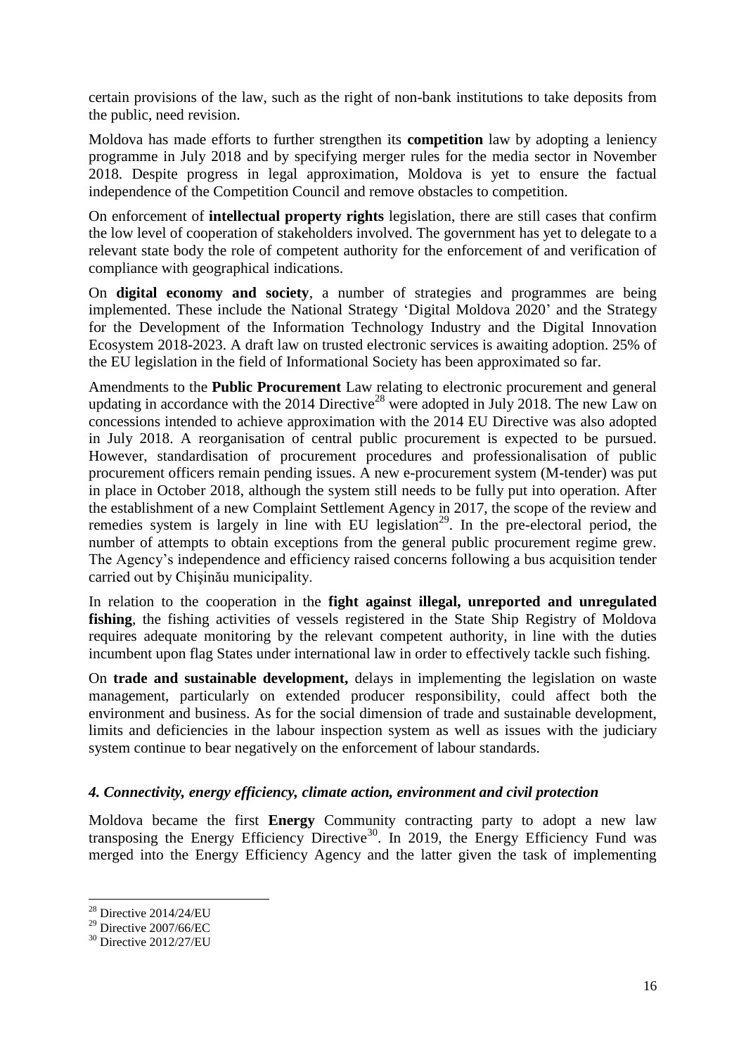certain provisions of the law, such as the right of non-bank institutions to take deposits from the public, need revision.

Moldova has made efforts to further strengthen its **competition** law by adopting a leniency programme in July 2018 and by specifying merger rules for the media sector in November 2018. Despite progress in legal approximation, Moldova is yet to ensure the factual independence of the Competition Council and remove obstacles to competition.

On enforcement of **intellectual property rights** legislation, there are still cases that confirm the low level of cooperation of stakeholders involved. The government has yet to delegate to a relevant state body the role of competent authority for the enforcement of and verification of compliance with geographical indications.

On **digital economy and society**, a number of strategies and programmes are being implemented. These include the National Strategy 'Digital Moldova 2020' and the Strategy for the Development of the Information Technology Industry and the Digital Innovation Ecosystem 2018-2023. A draft law on trusted electronic services is awaiting adoption. 25% of the EU legislation in the field of Informational Society has been approximated so far.

Amendments to the **Public Procurement** Law relating to electronic procurement and general updating in accordance with the 2014 Directive[28] were adopted in July 2018. The new Law on concessions intended to achieve approximation with the 2014 EU Directive was also adopted in July 2018. A reorganisation of central public procurement is expected to be pursued. However, standardisation of procurement procedures and professionalisation of public procurement officers remain pending issues. A new e-procurement system (M-tender) was put in place in October 2018, although the system still needs to be fully put into operation. After the establishment of a new Complaint Settlement Agency in 2017, the scope of the review and remedies system is largely in line with EU legislation[29]. In the pre-electoral period, the number of attempts to obtain exceptions from the general public procurement regime grew. The Agency's independence and efficiency raised concerns following a bus acquisition tender carried out by Chişinău municipality.

In relation to the cooperation in the **fight against illegal, unreported and unregulated fishing**, the fishing activities of vessels registered in the State Ship Registry of Moldova requires adequate monitoring by the relevant competent authority, in line with the duties incumbent upon flag States under international law in order to effectively tackle such fishing.

On **trade and sustainable development,** delays in implementing the legislation on waste management, particularly on extended producer responsibility, could affect both the environment and business. As for the social dimension of trade and sustainable development, limits and deficiencies in the labour inspection system as well as issues with the judiciary system continue to bear negatively on the enforcement of labour standards.

### *4. Connectivity, energy efficiency, climate action, environment and civil protection*

Moldova became the first **Energy** Community contracting party to adopt a new law transposing the Energy Efficiency Directive[30]. In 2019, the Energy Efficiency Fund was merged into the Energy Efficiency Agency and the latter given the task of implementing

---

[28] Directive 2014/24/EU

[29] Directive 2007/66/EC

[30] Directive 2012/27/EU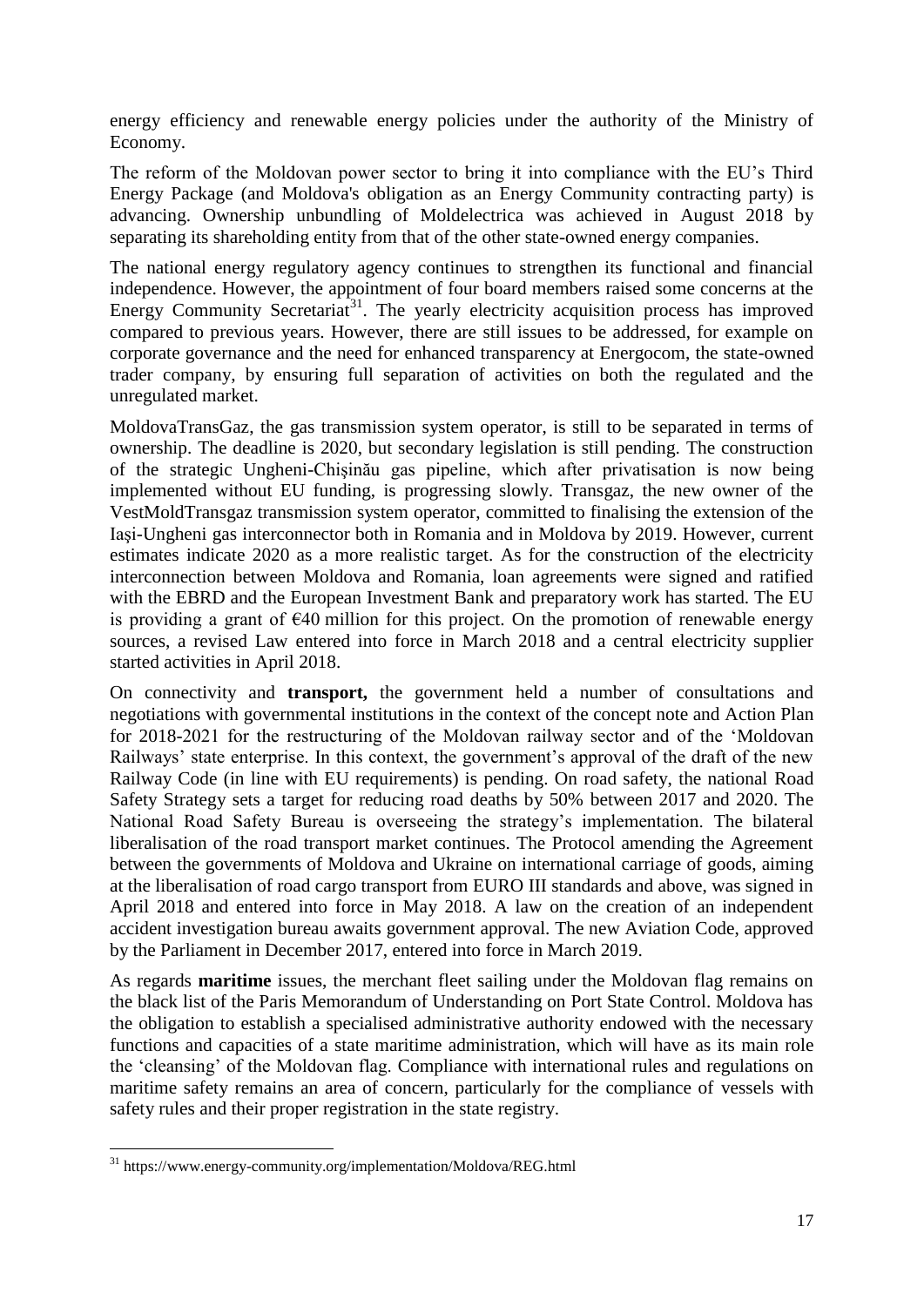energy efficiency and renewable energy policies under the authority of the Ministry of Economy.

The reform of the Moldovan power sector to bring it into compliance with the EU's Third Energy Package (and Moldova's obligation as an Energy Community contracting party) is advancing. Ownership unbundling of Moldelectrica was achieved in August 2018 by separating its shareholding entity from that of the other state-owned energy companies.

The national energy regulatory agency continues to strengthen its functional and financial independence. However, the appointment of four board members raised some concerns at the Energy Community Secretariat[31]. The yearly electricity acquisition process has improved compared to previous years. However, there are still issues to be addressed, for example on corporate governance and the need for enhanced transparency at Energocom, the state-owned trader company, by ensuring full separation of activities on both the regulated and the unregulated market.

MoldovaTransGaz, the gas transmission system operator, is still to be separated in terms of ownership. The deadline is 2020, but secondary legislation is still pending. The construction of the strategic Ungheni-Chişinău gas pipeline, which after privatisation is now being implemented without EU funding, is progressing slowly. Transgaz, the new owner of the VestMoldTransgaz transmission system operator, committed to finalising the extension of the Iaşi-Ungheni gas interconnector both in Romania and in Moldova by 2019. However, current estimates indicate 2020 as a more realistic target. As for the construction of the electricity interconnection between Moldova and Romania, loan agreements were signed and ratified with the EBRD and the European Investment Bank and preparatory work has started. The EU is providing a grant of €40 million for this project. On the promotion of renewable energy sources, a revised Law entered into force in March 2018 and a central electricity supplier started activities in April 2018.

On connectivity and **transport,** the government held a number of consultations and negotiations with governmental institutions in the context of the concept note and Action Plan for 2018-2021 for the restructuring of the Moldovan railway sector and of the 'Moldovan Railways' state enterprise. In this context, the government's approval of the draft of the new Railway Code (in line with EU requirements) is pending. On road safety, the national Road Safety Strategy sets a target for reducing road deaths by 50% between 2017 and 2020. The National Road Safety Bureau is overseeing the strategy's implementation. The bilateral liberalisation of the road transport market continues. The Protocol amending the Agreement between the governments of Moldova and Ukraine on international carriage of goods, aiming at the liberalisation of road cargo transport from EURO III standards and above, was signed in April 2018 and entered into force in May 2018. A law on the creation of an independent accident investigation bureau awaits government approval. The new Aviation Code, approved by the Parliament in December 2017, entered into force in March 2019.

As regards **maritime** issues, the merchant fleet sailing under the Moldovan flag remains on the black list of the Paris Memorandum of Understanding on Port State Control. Moldova has the obligation to establish a specialised administrative authority endowed with the necessary functions and capacities of a state maritime administration, which will have as its main role the 'cleansing' of the Moldovan flag. Compliance with international rules and regulations on maritime safety remains an area of concern, particularly for the compliance of vessels with safety rules and their proper registration in the state registry.

[31] https://www.energy-community.org/implementation/Moldova/REG.html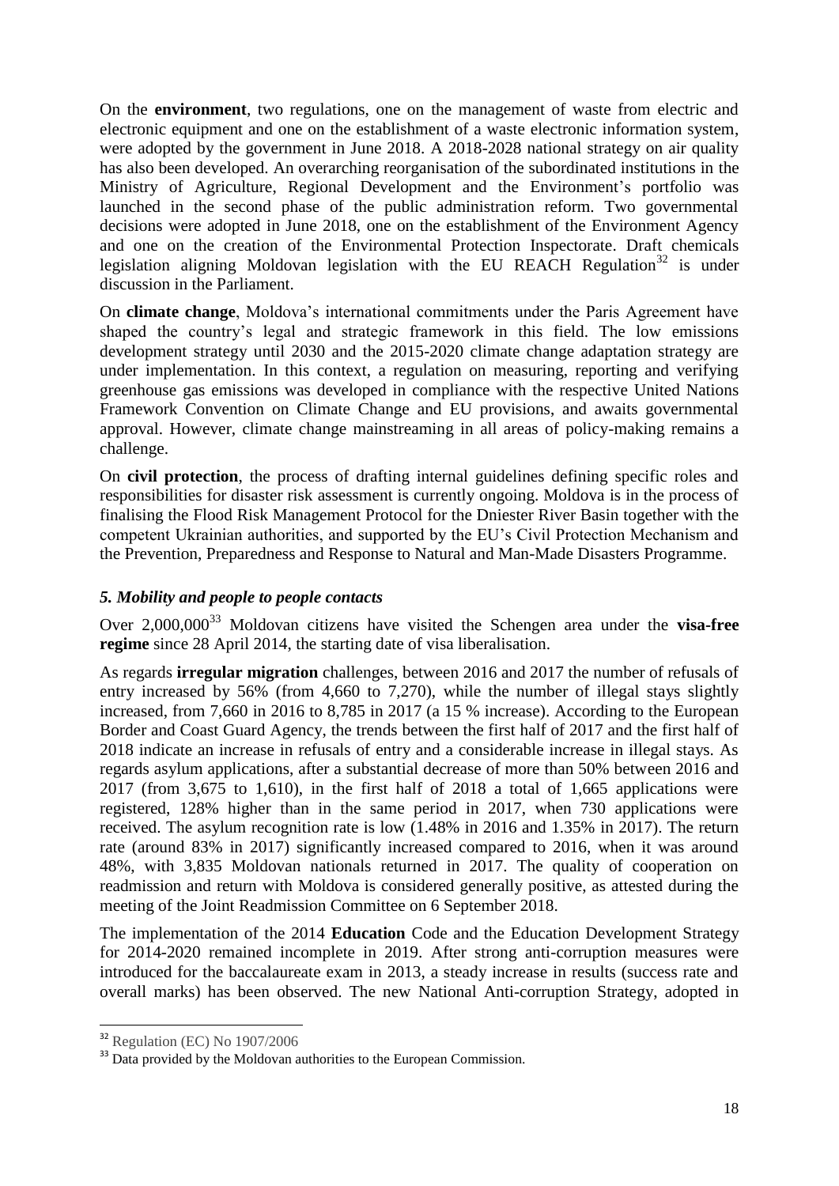On the **environment**, two regulations, one on the management of waste from electric and electronic equipment and one on the establishment of a waste electronic information system, were adopted by the government in June 2018. A 2018-2028 national strategy on air quality has also been developed. An overarching reorganisation of the subordinated institutions in the Ministry of Agriculture, Regional Development and the Environment's portfolio was launched in the second phase of the public administration reform. Two governmental decisions were adopted in June 2018, one on the establishment of the Environment Agency and one on the creation of the Environmental Protection Inspectorate. Draft chemicals legislation aligning Moldovan legislation with the EU REACH Regulation[32] is under discussion in the Parliament.

On **climate change**, Moldova's international commitments under the Paris Agreement have shaped the country's legal and strategic framework in this field. The low emissions development strategy until 2030 and the 2015-2020 climate change adaptation strategy are under implementation. In this context, a regulation on measuring, reporting and verifying greenhouse gas emissions was developed in compliance with the respective United Nations Framework Convention on Climate Change and EU provisions, and awaits governmental approval. However, climate change mainstreaming in all areas of policy-making remains a challenge.

On **civil protection**, the process of drafting internal guidelines defining specific roles and responsibilities for disaster risk assessment is currently ongoing. Moldova is in the process of finalising the Flood Risk Management Protocol for the Dniester River Basin together with the competent Ukrainian authorities, and supported by the EU's Civil Protection Mechanism and the Prevention, Preparedness and Response to Natural and Man-Made Disasters Programme.

### *5. Mobility and people to people contacts*

Over 2,000,000[33] Moldovan citizens have visited the Schengen area under the **visa-free regime** since 28 April 2014, the starting date of visa liberalisation.

As regards **irregular migration** challenges, between 2016 and 2017 the number of refusals of entry increased by 56% (from 4,660 to 7,270), while the number of illegal stays slightly increased, from 7,660 in 2016 to 8,785 in 2017 (a 15 % increase). According to the European Border and Coast Guard Agency, the trends between the first half of 2017 and the first half of 2018 indicate an increase in refusals of entry and a considerable increase in illegal stays. As regards asylum applications, after a substantial decrease of more than 50% between 2016 and 2017 (from 3,675 to 1,610), in the first half of 2018 a total of 1,665 applications were registered, 128% higher than in the same period in 2017, when 730 applications were received. The asylum recognition rate is low (1.48% in 2016 and 1.35% in 2017). The return rate (around 83% in 2017) significantly increased compared to 2016, when it was around 48%, with 3,835 Moldovan nationals returned in 2017. The quality of cooperation on readmission and return with Moldova is considered generally positive, as attested during the meeting of the Joint Readmission Committee on 6 September 2018.

The implementation of the 2014 **Education** Code and the Education Development Strategy for 2014-2020 remained incomplete in 2019. After strong anti-corruption measures were introduced for the baccalaureate exam in 2013, a steady increase in results (success rate and overall marks) has been observed. The new National Anti-corruption Strategy, adopted in

---

[32] Regulation (EC) No 1907/2006

[33] Data provided by the Moldovan authorities to the European Commission.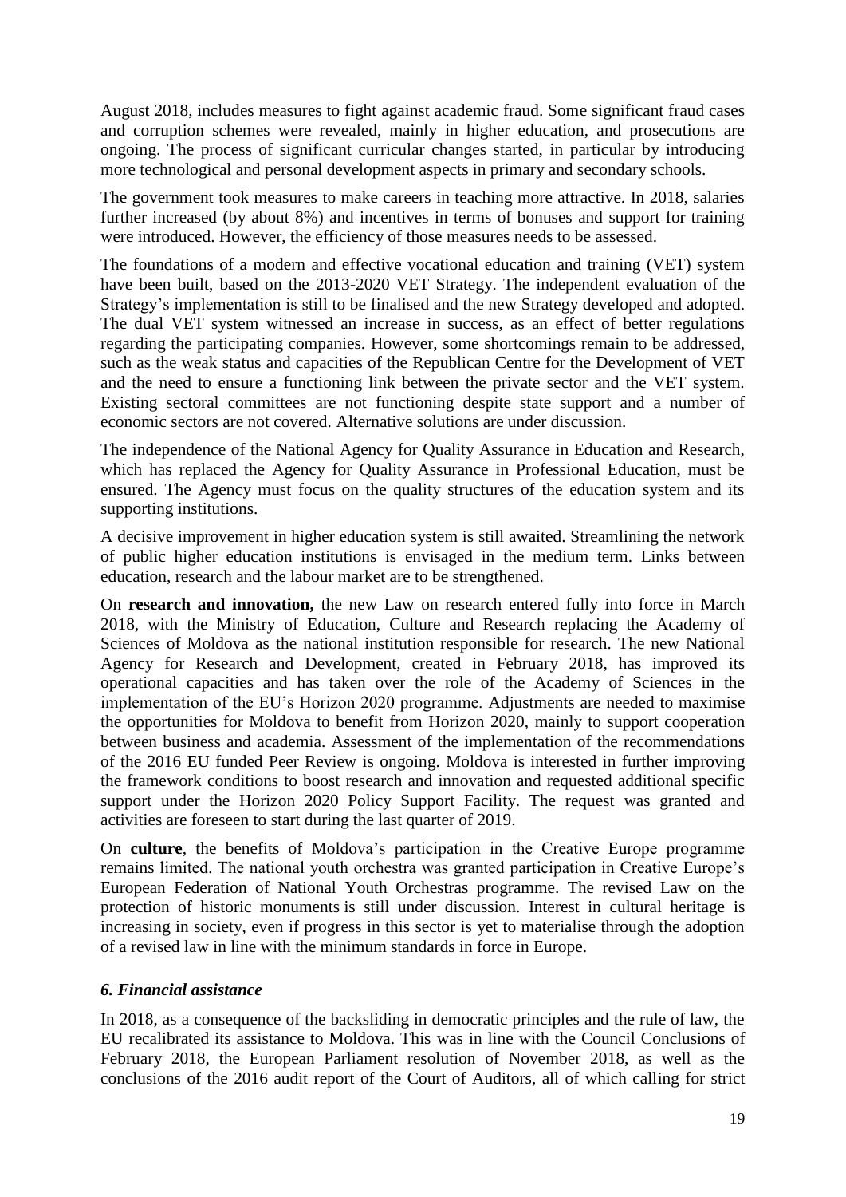August 2018, includes measures to fight against academic fraud. Some significant fraud cases and corruption schemes were revealed, mainly in higher education, and prosecutions are ongoing. The process of significant curricular changes started, in particular by introducing more technological and personal development aspects in primary and secondary schools.

The government took measures to make careers in teaching more attractive. In 2018, salaries further increased (by about 8%) and incentives in terms of bonuses and support for training were introduced. However, the efficiency of those measures needs to be assessed.

The foundations of a modern and effective vocational education and training (VET) system have been built, based on the 2013-2020 VET Strategy. The independent evaluation of the Strategy's implementation is still to be finalised and the new Strategy developed and adopted. The dual VET system witnessed an increase in success, as an effect of better regulations regarding the participating companies. However, some shortcomings remain to be addressed, such as the weak status and capacities of the Republican Centre for the Development of VET and the need to ensure a functioning link between the private sector and the VET system. Existing sectoral committees are not functioning despite state support and a number of economic sectors are not covered. Alternative solutions are under discussion.

The independence of the National Agency for Quality Assurance in Education and Research, which has replaced the Agency for Quality Assurance in Professional Education, must be ensured. The Agency must focus on the quality structures of the education system and its supporting institutions.

A decisive improvement in higher education system is still awaited. Streamlining the network of public higher education institutions is envisaged in the medium term. Links between education, research and the labour market are to be strengthened.

On **research and innovation,** the new Law on research entered fully into force in March 2018, with the Ministry of Education, Culture and Research replacing the Academy of Sciences of Moldova as the national institution responsible for research. The new National Agency for Research and Development, created in February 2018, has improved its operational capacities and has taken over the role of the Academy of Sciences in the implementation of the EU's Horizon 2020 programme. Adjustments are needed to maximise the opportunities for Moldova to benefit from Horizon 2020, mainly to support cooperation between business and academia. Assessment of the implementation of the recommendations of the 2016 EU funded Peer Review is ongoing. Moldova is interested in further improving the framework conditions to boost research and innovation and requested additional specific support under the Horizon 2020 Policy Support Facility. The request was granted and activities are foreseen to start during the last quarter of 2019.

On **culture**, the benefits of Moldova's participation in the Creative Europe programme remains limited. The national youth orchestra was granted participation in Creative Europe's European Federation of National Youth Orchestras programme. The revised Law on the protection of historic monuments is still under discussion. Interest in cultural heritage is increasing in society, even if progress in this sector is yet to materialise through the adoption of a revised law in line with the minimum standards in force in Europe.

### *6. Financial assistance*

In 2018, as a consequence of the backsliding in democratic principles and the rule of law, the EU recalibrated its assistance to Moldova. This was in line with the Council Conclusions of February 2018, the European Parliament resolution of November 2018, as well as the conclusions of the 2016 audit report of the Court of Auditors, all of which calling for strict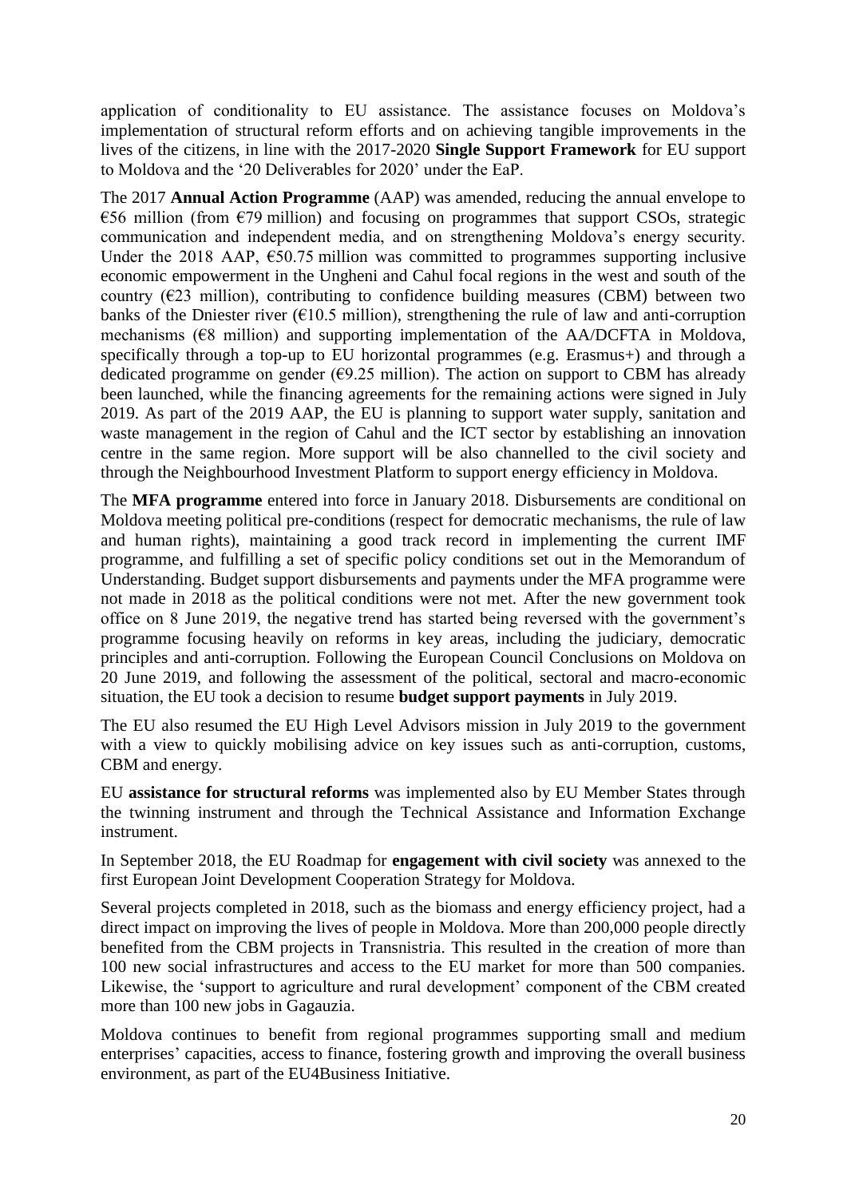application of conditionality to EU assistance. The assistance focuses on Moldova's implementation of structural reform efforts and on achieving tangible improvements in the lives of the citizens, in line with the 2017-2020 **Single Support Framework** for EU support to Moldova and the '20 Deliverables for 2020' under the EaP.

The 2017 **Annual Action Programme** (AAP) was amended, reducing the annual envelope to €56 million (from €79 million) and focusing on programmes that support CSOs, strategic communication and independent media, and on strengthening Moldova's energy security. Under the 2018 AAP, €50.75 million was committed to programmes supporting inclusive economic empowerment in the Ungheni and Cahul focal regions in the west and south of the country (€23 million), contributing to confidence building measures (CBM) between two banks of the Dniester river (€10.5 million), strengthening the rule of law and anti-corruption mechanisms (€8 million) and supporting implementation of the AA/DCFTA in Moldova, specifically through a top-up to EU horizontal programmes (e.g. Erasmus+) and through a dedicated programme on gender (€9.25 million). The action on support to CBM has already been launched, while the financing agreements for the remaining actions were signed in July 2019. As part of the 2019 AAP, the EU is planning to support water supply, sanitation and waste management in the region of Cahul and the ICT sector by establishing an innovation centre in the same region. More support will be also channelled to the civil society and through the Neighbourhood Investment Platform to support energy efficiency in Moldova.

The **MFA programme** entered into force in January 2018. Disbursements are conditional on Moldova meeting political pre-conditions (respect for democratic mechanisms, the rule of law and human rights), maintaining a good track record in implementing the current IMF programme, and fulfilling a set of specific policy conditions set out in the Memorandum of Understanding. Budget support disbursements and payments under the MFA programme were not made in 2018 as the political conditions were not met. After the new government took office on 8 June 2019, the negative trend has started being reversed with the government's programme focusing heavily on reforms in key areas, including the judiciary, democratic principles and anti-corruption. Following the European Council Conclusions on Moldova on 20 June 2019, and following the assessment of the political, sectoral and macro-economic situation, the EU took a decision to resume **budget support payments** in July 2019.

The EU also resumed the EU High Level Advisors mission in July 2019 to the government with a view to quickly mobilising advice on key issues such as anti-corruption, customs, CBM and energy.

EU **assistance for structural reforms** was implemented also by EU Member States through the twinning instrument and through the Technical Assistance and Information Exchange instrument.

In September 2018, the EU Roadmap for **engagement with civil society** was annexed to the first European Joint Development Cooperation Strategy for Moldova.

Several projects completed in 2018, such as the biomass and energy efficiency project, had a direct impact on improving the lives of people in Moldova. More than 200,000 people directly benefited from the CBM projects in Transnistria. This resulted in the creation of more than 100 new social infrastructures and access to the EU market for more than 500 companies. Likewise, the 'support to agriculture and rural development' component of the CBM created more than 100 new jobs in Gagauzia.

Moldova continues to benefit from regional programmes supporting small and medium enterprises' capacities, access to finance, fostering growth and improving the overall business environment, as part of the EU4Business Initiative.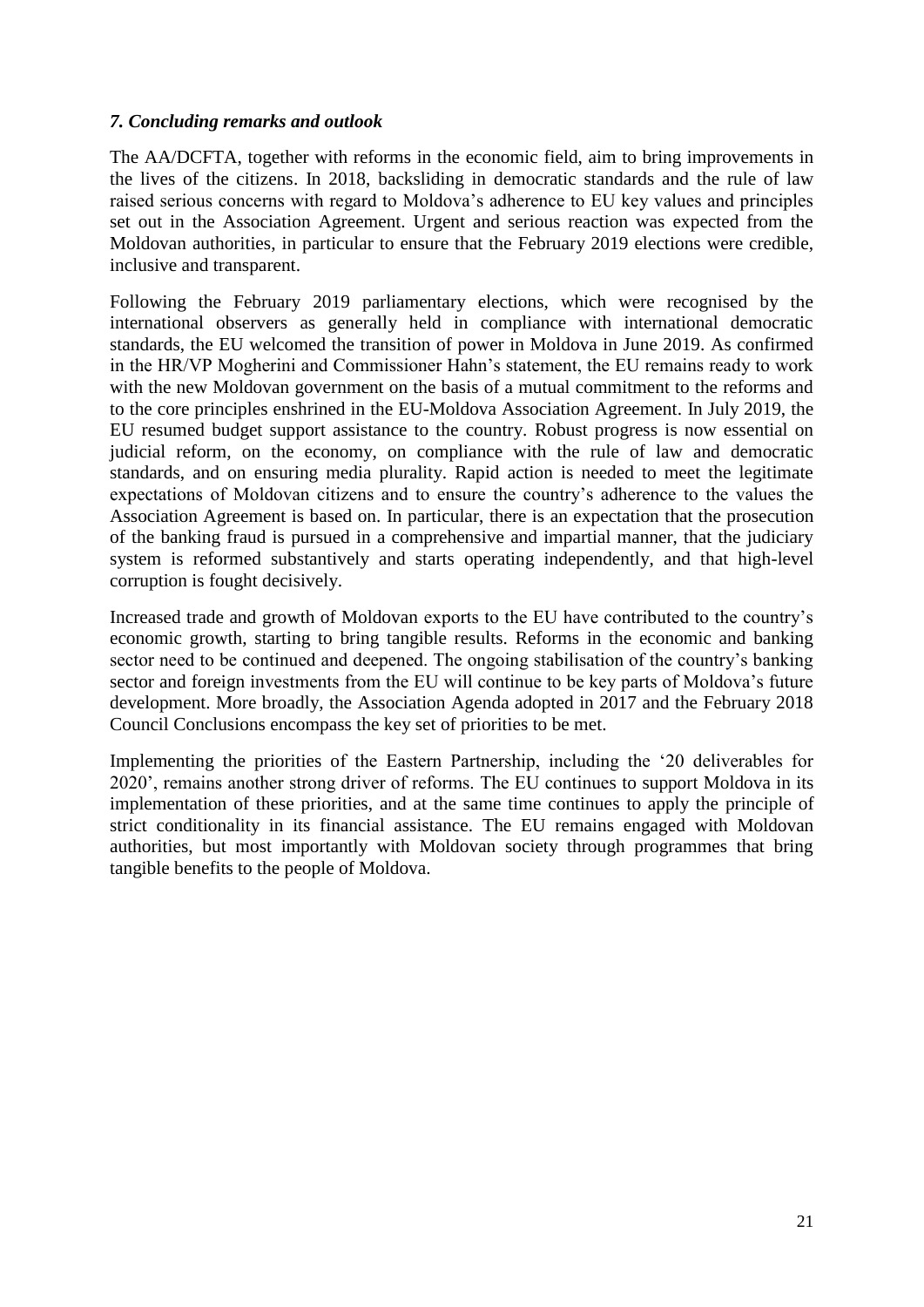### *7. Concluding remarks and outlook*

The AA/DCFTA, together with reforms in the economic field, aim to bring improvements in the lives of the citizens. In 2018, backsliding in democratic standards and the rule of law raised serious concerns with regard to Moldova's adherence to EU key values and principles set out in the Association Agreement. Urgent and serious reaction was expected from the Moldovan authorities, in particular to ensure that the February 2019 elections were credible, inclusive and transparent.

Following the February 2019 parliamentary elections, which were recognised by the international observers as generally held in compliance with international democratic standards, the EU welcomed the transition of power in Moldova in June 2019. As confirmed in the HR/VP Mogherini and Commissioner Hahn's statement, the EU remains ready to work with the new Moldovan government on the basis of a mutual commitment to the reforms and to the core principles enshrined in the EU-Moldova Association Agreement. In July 2019, the EU resumed budget support assistance to the country. Robust progress is now essential on judicial reform, on the economy, on compliance with the rule of law and democratic standards, and on ensuring media plurality. Rapid action is needed to meet the legitimate expectations of Moldovan citizens and to ensure the country's adherence to the values the Association Agreement is based on. In particular, there is an expectation that the prosecution of the banking fraud is pursued in a comprehensive and impartial manner, that the judiciary system is reformed substantively and starts operating independently, and that high-level corruption is fought decisively.

Increased trade and growth of Moldovan exports to the EU have contributed to the country's economic growth, starting to bring tangible results. Reforms in the economic and banking sector need to be continued and deepened. The ongoing stabilisation of the country's banking sector and foreign investments from the EU will continue to be key parts of Moldova's future development. More broadly, the Association Agenda adopted in 2017 and the February 2018 Council Conclusions encompass the key set of priorities to be met.

Implementing the priorities of the Eastern Partnership, including the '20 deliverables for 2020', remains another strong driver of reforms. The EU continues to support Moldova in its implementation of these priorities, and at the same time continues to apply the principle of strict conditionality in its financial assistance. The EU remains engaged with Moldovan authorities, but most importantly with Moldovan society through programmes that bring tangible benefits to the people of Moldova.